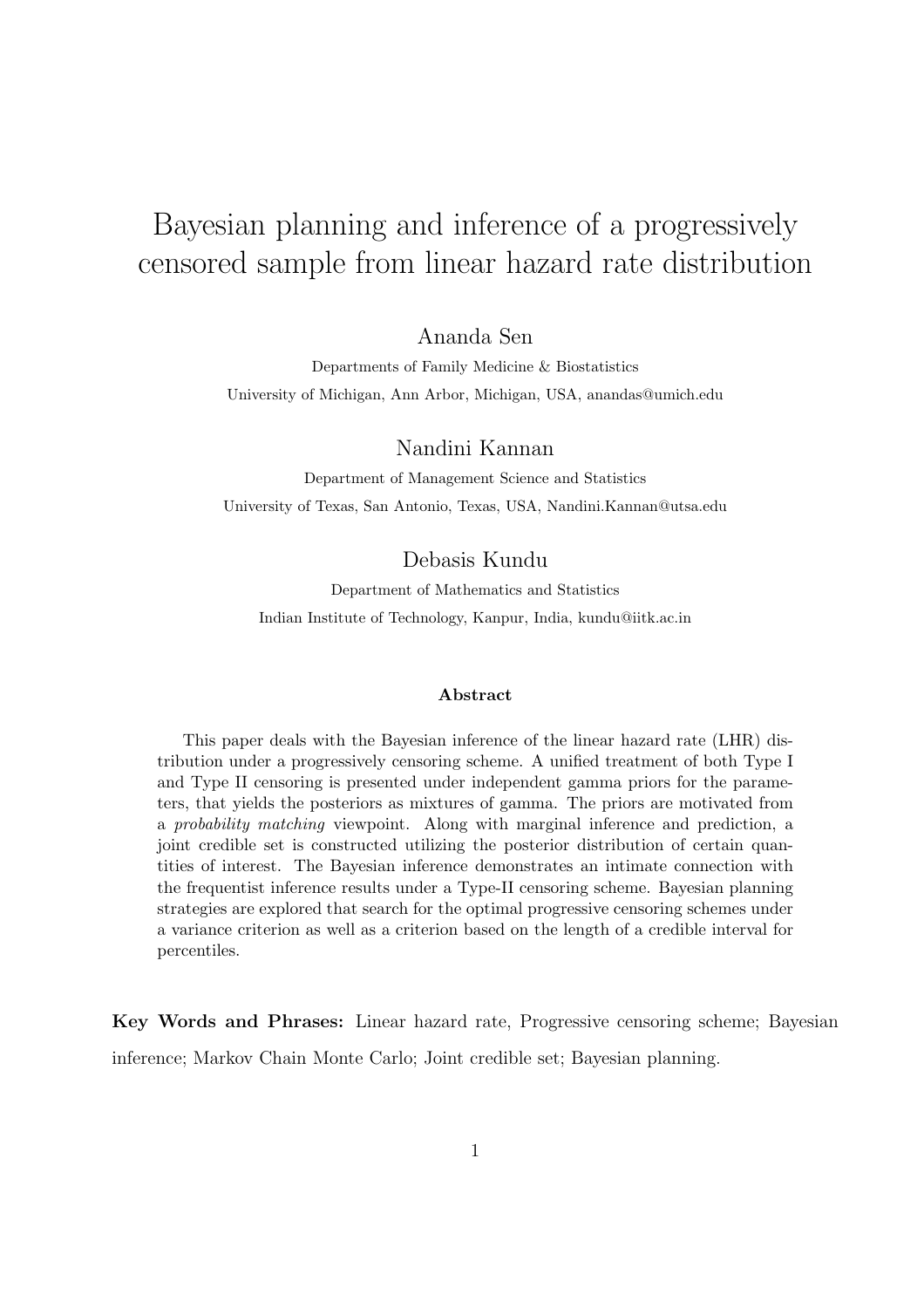# Bayesian planning and inference of a progressively censored sample from linear hazard rate distribution

Ananda Sen

Departments of Family Medicine & Biostatistics

University of Michigan, Ann Arbor, Michigan, USA, anandas@umich.edu

Nandini Kannan

Department of Management Science and Statistics

University of Texas, San Antonio, Texas, USA, Nandini.Kannan@utsa.edu

Debasis Kundu

Department of Mathematics and Statistics

Indian Institute of Technology, Kanpur, India, kundu@iitk.ac.in

### Abstract

This paper deals with the Bayesian inference of the linear hazard rate (LHR) distribution under a progressively censoring scheme. A unified treatment of both Type I and Type II censoring is presented under independent gamma priors for the parameters, that yields the posteriors as mixtures of gamma. The priors are motivated from a *probability matching* viewpoint. Along with marginal inference and prediction, a joint credible set is constructed utilizing the posterior distribution of certain quantities of interest. The Bayesian inference demonstrates an intimate connection with the frequentist inference results under a Type-II censoring scheme. Bayesian planning strategies are explored that search for the optimal progressive censoring schemes under a variance criterion as well as a criterion based on the length of a credible interval for percentiles.

**Key Words and Phrases:** Linear hazard rate, Progressive censoring scheme; Bayesian inference; Markov Chain Monte Carlo; Joint credible set; Bayesian planning.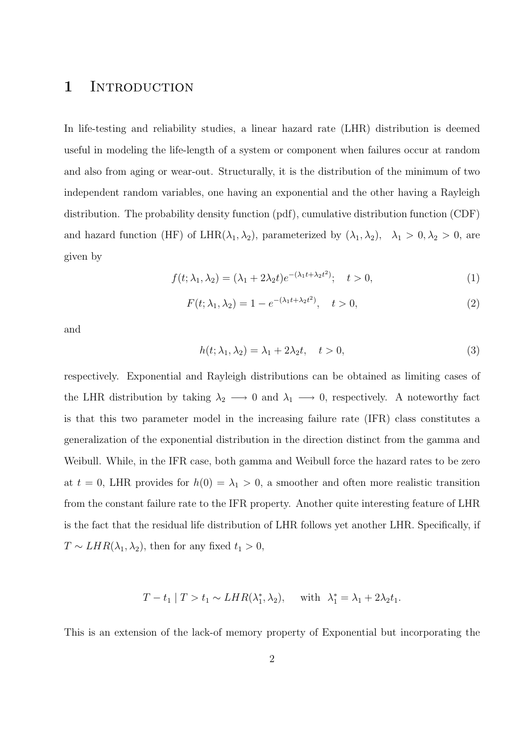# 1 Introduction

In life-testing and reliability studies, a linear hazard rate (LHR) distribution is deemed useful in modeling the life-length of a system or component when failures occur at random and also from aging or wear-out. Structurally, it is the distribution of the minimum of two independent random variables, one having an exponential and the other having a Rayleigh distribution. The probability density function (pdf), cumulative distribution function (CDF) and hazard function (HF) of LHR$(\lambda_1, \lambda_2)$, parameterized by $(\lambda_1, \lambda_2)$, $\lambda_1 > 0, \lambda_2 > 0$, are given by

$$f(t; \lambda_1, \lambda_2) = (\lambda_1 + 2\lambda_2 t)e^{-(\lambda_1 t + \lambda_2 t^2)}; \quad t > 0, \tag{1}$$

$$F(t; \lambda_1, \lambda_2) = 1 - e^{-(\lambda_1 t + \lambda_2 t^2)}, \quad t > 0, \tag{2}$$

and

$$h(t; \lambda_1, \lambda_2) = \lambda_1 + 2\lambda_2 t, \quad t > 0, \tag{3}$$

respectively. Exponential and Rayleigh distributions can be obtained as limiting cases of the LHR distribution by taking $\lambda_2 \longrightarrow 0$ and $\lambda_1 \longrightarrow 0$, respectively. A noteworthy fact is that this two parameter model in the increasing failure rate (IFR) class constitutes a generalization of the exponential distribution in the direction distinct from the gamma and Weibull. While, in the IFR case, both gamma and Weibull force the hazard rates to be zero at $t = 0$, LHR provides for $h(0) = \lambda_1 > 0$, a smoother and often more realistic transition from the constant failure rate to the IFR property. Another quite interesting feature of LHR is the fact that the residual life distribution of LHR follows yet another LHR. Specifically, if $T \sim LHR(\lambda_1, \lambda_2)$, then for any fixed $t_1 > 0$,

$$T - t_1 \mid T > t_1 \sim LHR(\lambda_1^*, \lambda_2), \quad \text{with } \lambda_1^* = \lambda_1 + 2\lambda_2 t_1.$$

This is an extension of the lack-of memory property of Exponential but incorporating the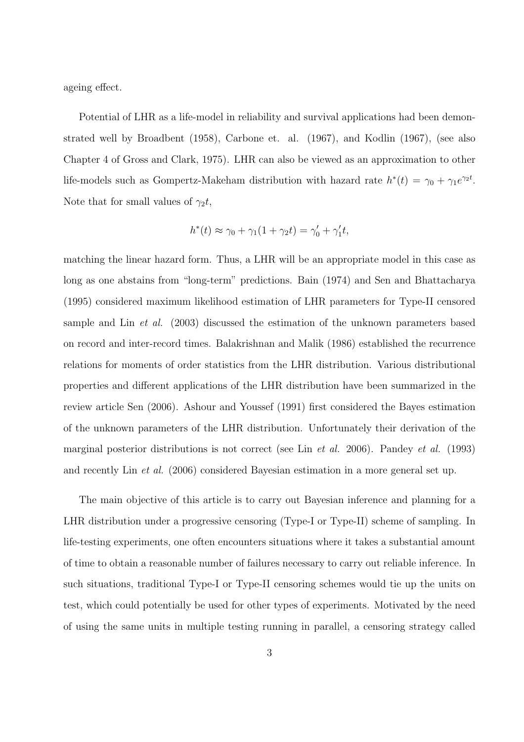ageing effect.

Potential of LHR as a life-model in reliability and survival applications had been demonstrated well by Broadbent (1958), Carbone et. al. (1967), and Kodlin (1967), (see also Chapter 4 of Gross and Clark, 1975). LHR can also be viewed as an approximation to other life-models such as Gompertz-Makeham distribution with hazard rate $h^*(t) = \gamma_0 + \gamma_1 e^{\gamma_2 t}$. Note that for small values of $\gamma_2 t$,

$$h^*(t) \approx \gamma_0 + \gamma_1(1 + \gamma_2 t) = \gamma_0' + \gamma_1' t,$$

matching the linear hazard form. Thus, a LHR will be an appropriate model in this case as long as one abstains from "long-term" predictions. Bain (1974) and Sen and Bhattacharya (1995) considered maximum likelihood estimation of LHR parameters for Type-II censored sample and Lin *et al.* (2003) discussed the estimation of the unknown parameters based on record and inter-record times. Balakrishnan and Malik (1986) established the recurrence relations for moments of order statistics from the LHR distribution. Various distributional properties and different applications of the LHR distribution have been summarized in the review article Sen (2006). Ashour and Youssef (1991) first considered the Bayes estimation of the unknown parameters of the LHR distribution. Unfortunately their derivation of the marginal posterior distributions is not correct (see Lin *et al.* 2006). Pandey *et al.* (1993) and recently Lin *et al.* (2006) considered Bayesian estimation in a more general set up.

The main objective of this article is to carry out Bayesian inference and planning for a LHR distribution under a progressive censoring (Type-I or Type-II) scheme of sampling. In life-testing experiments, one often encounters situations where it takes a substantial amount of time to obtain a reasonable number of failures necessary to carry out reliable inference. In such situations, traditional Type-I or Type-II censoring schemes would tie up the units on test, which could potentially be used for other types of experiments. Motivated by the need of using the same units in multiple testing running in parallel, a censoring strategy called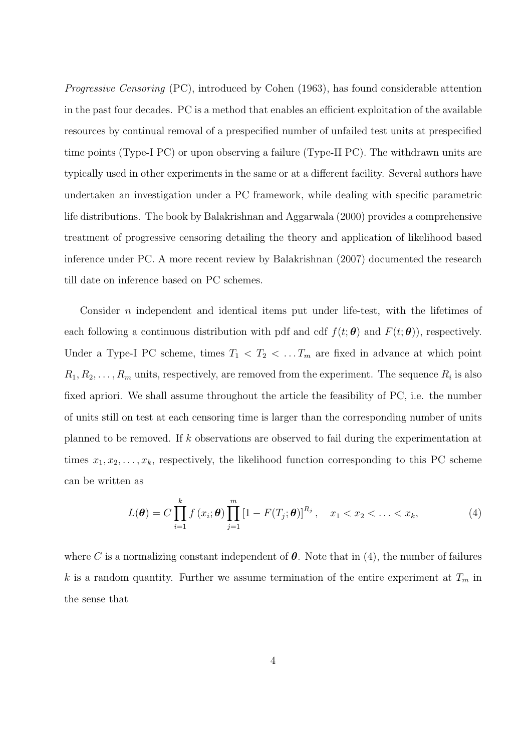*Progressive Censoring* (PC), introduced by Cohen (1963), has found considerable attention in the past four decades. PC is a method that enables an efficient exploitation of the available resources by continual removal of a prespecified number of unfailed test units at prespecified time points (Type-I PC) or upon observing a failure (Type-II PC). The withdrawn units are typically used in other experiments in the same or at a different facility. Several authors have undertaken an investigation under a PC framework, while dealing with specific parametric life distributions. The book by Balakrishnan and Aggarwala (2000) provides a comprehensive treatment of progressive censoring detailing the theory and application of likelihood based inference under PC. A more recent review by Balakrishnan (2007) documented the research till date on inference based on PC schemes.

Consider $n$ independent and identical items put under life-test, with the lifetimes of each following a continuous distribution with pdf and cdf $f(t;\boldsymbol{\theta})$ and $F(t;\boldsymbol{\theta})$), respectively. Under a Type-I PC scheme, times $T_1 < T_2 < \ldots T_m$ are fixed in advance at which point $R_1, R_2, \ldots, R_m$ units, respectively, are removed from the experiment. The sequence $R_i$ is also fixed apriori. We shall assume throughout the article the feasibility of PC, i.e. the number of units still on test at each censoring time is larger than the corresponding number of units planned to be removed. If $k$ observations are observed to fail during the experimentation at times $x_1, x_2, \ldots, x_k$, respectively, the likelihood function corresponding to this PC scheme can be written as

$$L(\boldsymbol{\theta}) = C \prod_{i=1}^{k} f\left(x_i;\boldsymbol{\theta}\right) \prod_{j=1}^{m} \left[1 - F(T_j;\boldsymbol{\theta})\right]^{R_j}, \quad x_1 < x_2 < \ldots < x_k, \tag{4}$$

where $C$ is a normalizing constant independent of $\boldsymbol{\theta}$. Note that in (4), the number of failures $k$ is a random quantity. Further we assume termination of the entire experiment at $T_m$ in the sense that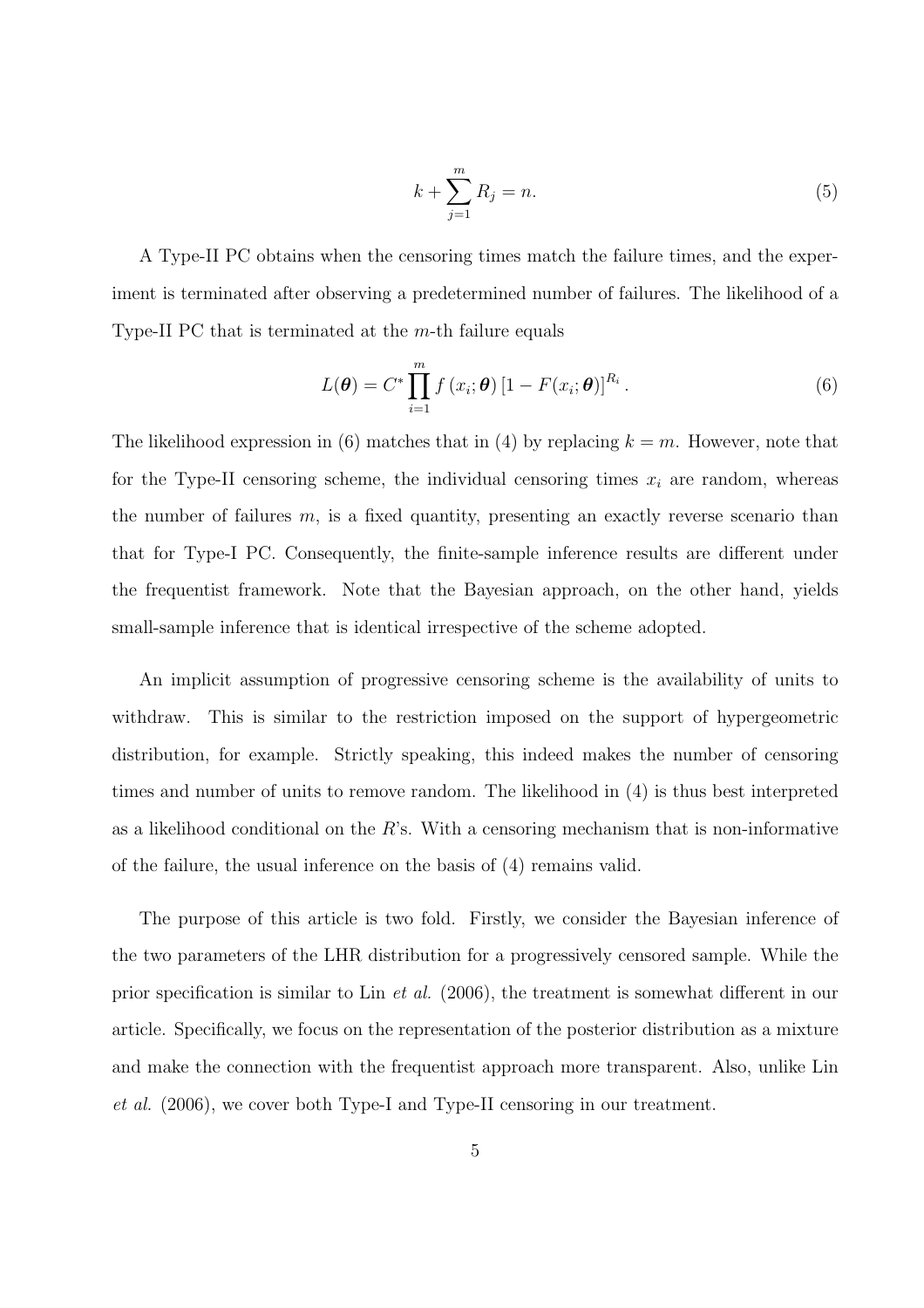$$k + \sum_{j=1}^{m} R_j = n. \tag{5}$$

A Type-II PC obtains when the censoring times match the failure times, and the experiment is terminated after observing a predetermined number of failures. The likelihood of a Type-II PC that is terminated at the $m$-th failure equals

$$L(\boldsymbol{\theta}) = C^* \prod_{i=1}^{m} f\left(x_i; \boldsymbol{\theta}\right) \left[1 - F(x_i; \boldsymbol{\theta})\right]^{R_i}. \tag{6}$$

The likelihood expression in (6) matches that in (4) by replacing $k = m$. However, note that for the Type-II censoring scheme, the individual censoring times $x_i$ are random, whereas the number of failures $m$, is a fixed quantity, presenting an exactly reverse scenario than that for Type-I PC. Consequently, the finite-sample inference results are different under the frequentist framework. Note that the Bayesian approach, on the other hand, yields small-sample inference that is identical irrespective of the scheme adopted.

An implicit assumption of progressive censoring scheme is the availability of units to withdraw. This is similar to the restriction imposed on the support of hypergeometric distribution, for example. Strictly speaking, this indeed makes the number of censoring times and number of units to remove random. The likelihood in (4) is thus best interpreted as a likelihood conditional on the $R$'s. With a censoring mechanism that is non-informative of the failure, the usual inference on the basis of (4) remains valid.

The purpose of this article is two fold. Firstly, we consider the Bayesian inference of the two parameters of the LHR distribution for a progressively censored sample. While the prior specification is similar to Lin *et al.* (2006), the treatment is somewhat different in our article. Specifically, we focus on the representation of the posterior distribution as a mixture and make the connection with the frequentist approach more transparent. Also, unlike Lin *et al.* (2006), we cover both Type-I and Type-II censoring in our treatment.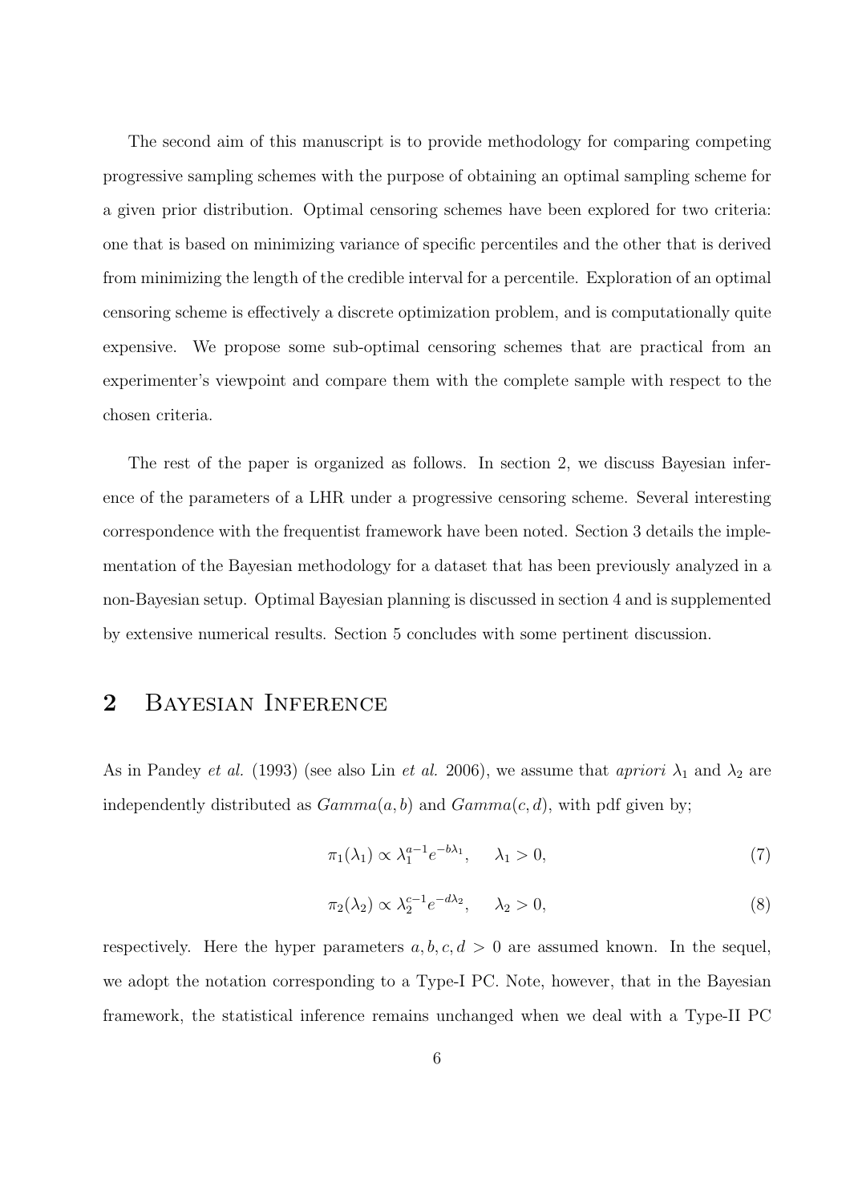The second aim of this manuscript is to provide methodology for comparing competing progressive sampling schemes with the purpose of obtaining an optimal sampling scheme for a given prior distribution. Optimal censoring schemes have been explored for two criteria: one that is based on minimizing variance of specific percentiles and the other that is derived from minimizing the length of the credible interval for a percentile. Exploration of an optimal censoring scheme is effectively a discrete optimization problem, and is computationally quite expensive. We propose some sub-optimal censoring schemes that are practical from an experimenter's viewpoint and compare them with the complete sample with respect to the chosen criteria.

The rest of the paper is organized as follows. In section 2, we discuss Bayesian inference of the parameters of a LHR under a progressive censoring scheme. Several interesting correspondence with the frequentist framework have been noted. Section 3 details the implementation of the Bayesian methodology for a dataset that has been previously analyzed in a non-Bayesian setup. Optimal Bayesian planning is discussed in section 4 and is supplemented by extensive numerical results. Section 5 concludes with some pertinent discussion.

## 2 Bayesian Inference

As in Pandey *et al.* (1993) (see also Lin *et al.* 2006), we assume that *apriori* $\lambda_1$ and $\lambda_2$ are independently distributed as $Gamma(a, b)$ and $Gamma(c, d)$, with pdf given by;

$$\pi_1(\lambda_1) \propto \lambda_1^{a-1} e^{-b\lambda_1}, \quad \lambda_1 > 0, \tag{7}$$

$$\pi_2(\lambda_2) \propto \lambda_2^{c-1} e^{-d\lambda_2}, \quad \lambda_2 > 0, \tag{8}$$

respectively. Here the hyper parameters $a, b, c, d > 0$ are assumed known. In the sequel, we adopt the notation corresponding to a Type-I PC. Note, however, that in the Bayesian framework, the statistical inference remains unchanged when we deal with a Type-II PC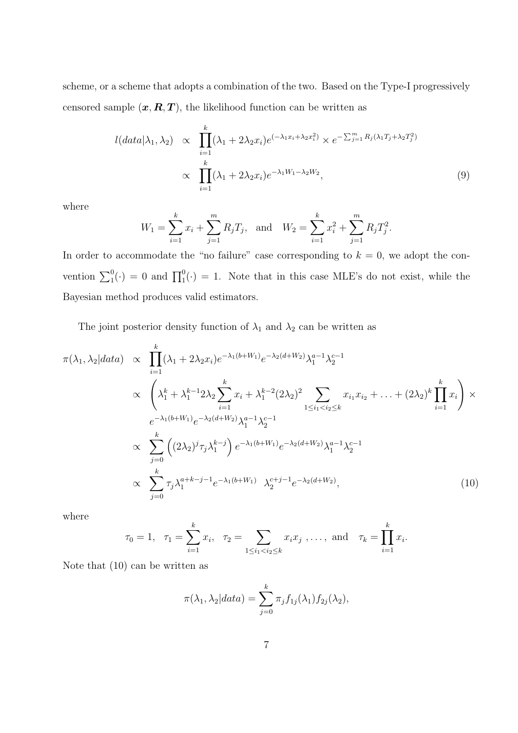scheme, or a scheme that adopts a combination of the two. Based on the Type-I progressively censored sample $(\boldsymbol{x}, \boldsymbol{R}, \boldsymbol{T})$, the likelihood function can be written as

$$
\begin{aligned}
l(data|\lambda_1, \lambda_2) &\propto \prod_{i=1}^{k}(\lambda_1 + 2\lambda_2 x_i)e^{(-\lambda_1 x_i + \lambda_2 x_i^2)} \times e^{-\sum_{j=1}^{m} R_j(\lambda_1 T_j + \lambda_2 T_j^2)} \\
&\propto \prod_{i=1}^{k}(\lambda_1 + 2\lambda_2 x_i)e^{-\lambda_1 W_1 - \lambda_2 W_2},
\end{aligned} \tag{9}
$$

where

$$
W_1 = \sum_{i=1}^{k} x_i + \sum_{j=1}^{m} R_j T_j, \quad \text{and} \quad W_2 = \sum_{i=1}^{k} x_i^2 + \sum_{j=1}^{m} R_j T_j^2.
$$

In order to accommodate the "no failure" case corresponding to $k = 0$, we adopt the convention $\sum_1^0(\cdot) = 0$ and $\prod_1^0(\cdot) = 1$. Note that in this case MLE's do not exist, while the Bayesian method produces valid estimators.

The joint posterior density function of $\lambda_1$ and $\lambda_2$ can be written as

$$
\begin{aligned}
\pi(\lambda_1, \lambda_2|data) &\propto \prod_{i=1}^{k}(\lambda_1 + 2\lambda_2 x_i)e^{-\lambda_1(b+W_1)}e^{-\lambda_2(d+W_2)}\lambda_1^{a-1}\lambda_2^{c-1} \\
&\propto \left(\lambda_1^k + \lambda_1^{k-1}2\lambda_2\sum_{i=1}^{k} x_i + \lambda_1^{k-2}(2\lambda_2)^2 \sum_{1 \le i_1 < i_2 \le k} x_{i_1}x_{i_2} + \ldots + (2\lambda_2)^k \prod_{i=1}^{k} x_i\right) \times \\
&\quad e^{-\lambda_1(b+W_1)}e^{-\lambda_2(d+W_2)}\lambda_1^{a-1}\lambda_2^{c-1} \\
&\propto \sum_{j=0}^{k}\left((2\lambda_2)^j \tau_j \lambda_1^{k-j}\right) e^{-\lambda_1(b+W_1)}e^{-\lambda_2(d+W_2)}\lambda_1^{a-1}\lambda_2^{c-1} \\
&\propto \sum_{j=0}^{k} \tau_j \lambda_1^{a+k-j-1} e^{-\lambda_1(b+W_1)} \quad \lambda_2^{c+j-1}e^{-\lambda_2(d+W_2)},
\end{aligned} \tag{10}
$$

where

$$
\tau_0 = 1, \quad \tau_1 = \sum_{i=1}^{k} x_i, \quad \tau_2 = \sum_{1 \le i_1 < i_2 \le k} x_i x_j \ , \ldots, \ \text{and} \quad \tau_k = \prod_{i=1}^{k} x_i.
$$

Note that (10) can be written as

$$
\pi(\lambda_1, \lambda_2|data) = \sum_{j=0}^{k} \pi_j f_{1j}(\lambda_1) f_{2j}(\lambda_2),
$$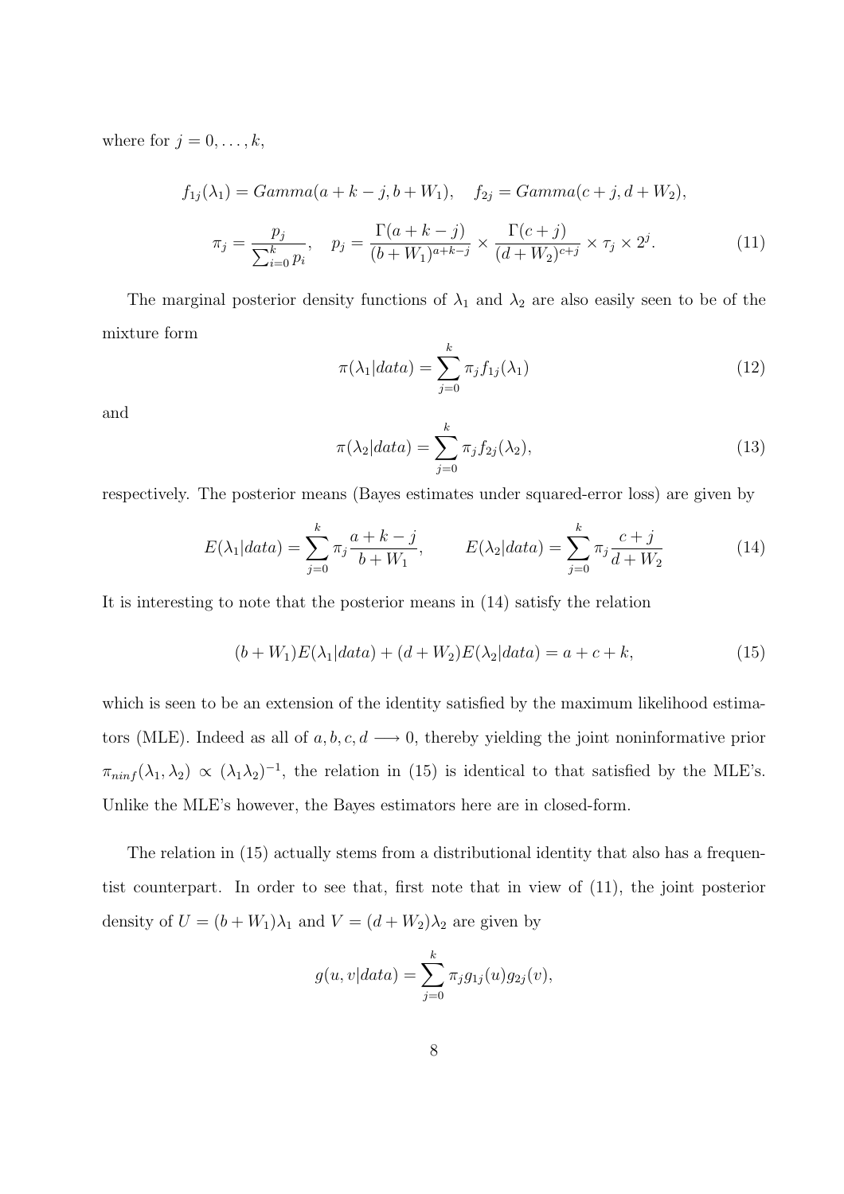where for $j = 0, \ldots, k$,

$$
f_{1j}(\lambda_1) = Gamma(a + k - j, b + W_1), \quad f_{2j} = Gamma(c + j, d + W_2),
$$

$$
\pi_j = \frac{p_j}{\sum_{i=0}^{k} p_i}, \quad p_j = \frac{\Gamma(a + k - j)}{(b + W_1)^{a+k-j}} \times \frac{\Gamma(c + j)}{(d + W_2)^{c+j}} \times \tau_j \times 2^j. \tag{11}
$$

The marginal posterior density functions of $\lambda_1$ and $\lambda_2$ are also easily seen to be of the mixture form

$$
\pi(\lambda_1|data) = \sum_{j=0}^{k} \pi_j f_{1j}(\lambda_1) \tag{12}
$$

and

$$
\pi(\lambda_2|data) = \sum_{j=0}^{k} \pi_j f_{2j}(\lambda_2), \tag{13}
$$

respectively. The posterior means (Bayes estimates under squared-error loss) are given by

$$
E(\lambda_1|data) = \sum_{j=0}^{k} \pi_j \frac{a + k - j}{b + W_1}, \qquad E(\lambda_2|data) = \sum_{j=0}^{k} \pi_j \frac{c + j}{d + W_2} \tag{14}
$$

It is interesting to note that the posterior means in (14) satisfy the relation

$$
(b + W_1)E(\lambda_1|data) + (d + W_2)E(\lambda_2|data) = a + c + k, \tag{15}
$$

which is seen to be an extension of the identity satisfied by the maximum likelihood estimators (MLE). Indeed as all of $a, b, c, d \longrightarrow 0$, thereby yielding the joint noninformative prior $\pi_{ninf}(\lambda_1, \lambda_2) \propto (\lambda_1 \lambda_2)^{-1}$, the relation in (15) is identical to that satisfied by the MLE's. Unlike the MLE's however, the Bayes estimators here are in closed-form.

The relation in (15) actually stems from a distributional identity that also has a frequentist counterpart. In order to see that, first note that in view of (11), the joint posterior density of $U = (b + W_1)\lambda_1$ and $V = (d + W_2)\lambda_2$ are given by

$$
g(u, v|data) = \sum_{j=0}^{k} \pi_j g_{1j}(u) g_{2j}(v),
$$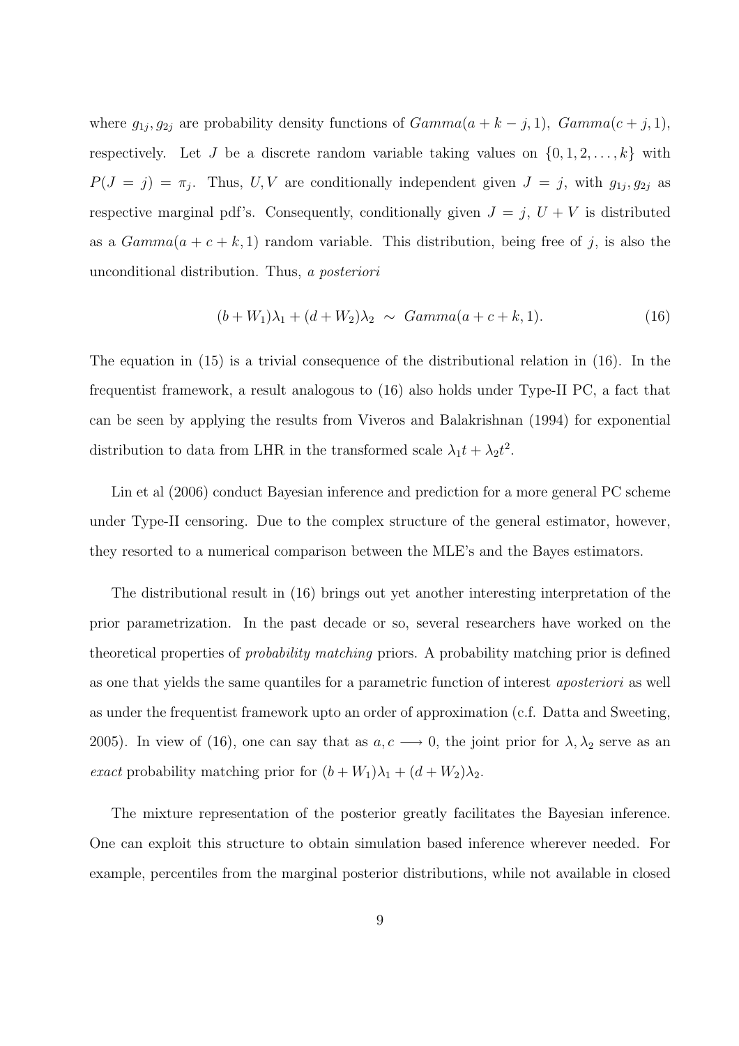where $g_{1j}, g_{2j}$ are probability density functions of $Gamma(a+k-j,1),\ Gamma(c+j,1)$, respectively. Let $J$ be a discrete random variable taking values on $\{0,1,2,\ldots,k\}$ with $P(J=j)=\pi_j$. Thus, $U,V$ are conditionally independent given $J=j$, with $g_{1j}, g_{2j}$ as respective marginal pdf's. Consequently, conditionally given $J=j$, $U+V$ is distributed as a $Gamma(a+c+k,1)$ random variable. This distribution, being free of $j$, is also the unconditional distribution. Thus, *a posteriori*

$$(b+W_1)\lambda_1 + (d+W_2)\lambda_2 \ \sim \ Gamma(a+c+k,1). \tag{16}$$

The equation in (15) is a trivial consequence of the distributional relation in (16). In the frequentist framework, a result analogous to (16) also holds under Type-II PC, a fact that can be seen by applying the results from Viveros and Balakrishnan (1994) for exponential distribution to data from LHR in the transformed scale $\lambda_1 t + \lambda_2 t^2$.

Lin et al (2006) conduct Bayesian inference and prediction for a more general PC scheme under Type-II censoring. Due to the complex structure of the general estimator, however, they resorted to a numerical comparison between the MLE's and the Bayes estimators.

The distributional result in (16) brings out yet another interesting interpretation of the prior parametrization. In the past decade or so, several researchers have worked on the theoretical properties of *probability matching* priors. A probability matching prior is defined as one that yields the same quantiles for a parametric function of interest *aposteriori* as well as under the frequentist framework upto an order of approximation (c.f. Datta and Sweeting, 2005). In view of (16), one can say that as $a,c \longrightarrow 0$, the joint prior for $\lambda, \lambda_2$ serve as an *exact* probability matching prior for $(b+W_1)\lambda_1 + (d+W_2)\lambda_2$.

The mixture representation of the posterior greatly facilitates the Bayesian inference. One can exploit this structure to obtain simulation based inference wherever needed. For example, percentiles from the marginal posterior distributions, while not available in closed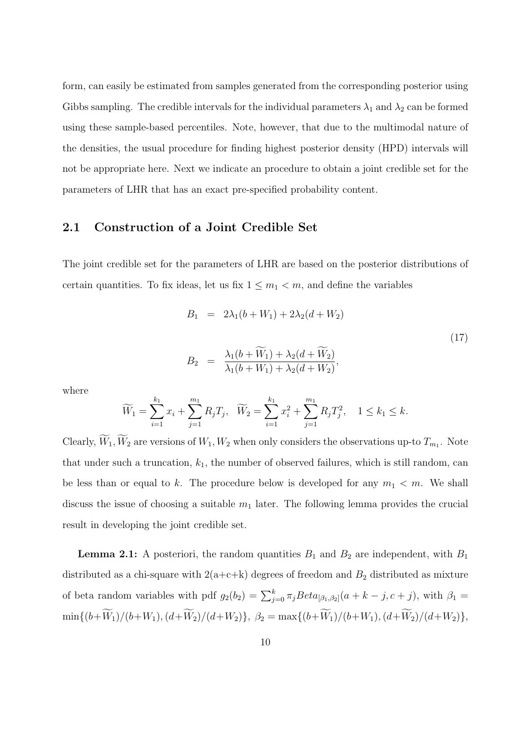form, can easily be estimated from samples generated from the corresponding posterior using Gibbs sampling. The credible intervals for the individual parameters $\lambda_1$ and $\lambda_2$ can be formed using these sample-based percentiles. Note, however, that due to the multimodal nature of the densities, the usual procedure for finding highest posterior density (HPD) intervals will not be appropriate here. Next we indicate an procedure to obtain a joint credible set for the parameters of LHR that has an exact pre-specified probability content.

## 2.1 Construction of a Joint Credible Set

The joint credible set for the parameters of LHR are based on the posterior distributions of certain quantities. To fix ideas, let us fix $1 \leq m_1 < m$, and define the variables

$$
\begin{aligned}
B_1 &= 2\lambda_1(b + W_1) + 2\lambda_2(d + W_2) \\
B_2 &= \frac{\lambda_1(b + \widetilde{W}_1) + \lambda_2(d + \widetilde{W}_2)}{\lambda_1(b + W_1) + \lambda_2(d + W_2)},
\end{aligned}
\tag{17}
$$

where

$$
\widetilde{W}_1 = \sum_{i=1}^{k_1} x_i + \sum_{j=1}^{m_1} R_j T_j, \quad \widetilde{W}_2 = \sum_{i=1}^{k_1} x_i^2 + \sum_{j=1}^{m_1} R_j T_j^2, \quad 1 \leq k_1 \leq k.
$$

Clearly, $\widetilde{W}_1, \widetilde{W}_2$ are versions of $W_1, W_2$ when only considers the observations up-to $T_{m_1}$. Note that under such a truncation, $k_1$, the number of observed failures, which is still random, can be less than or equal to $k$. The procedure below is developed for any $m_1 < m$. We shall discuss the issue of choosing a suitable $m_1$ later. The following lemma provides the crucial result in developing the joint credible set.

**Lemma 2.1:** A posteriori, the random quantities $B_1$ and $B_2$ are independent, with $B_1$ distributed as a chi-square with 2(a+c+k) degrees of freedom and $B_2$ distributed as mixture of beta random variables with pdf $g_2(b_2) = \sum_{j=0}^{k} \pi_j Beta_{[\beta_1,\beta_2]}(a + k - j, c + j)$, with $\beta_1 = \min\{(b+\widetilde{W}_1)/(b+W_1), (d+\widetilde{W}_2)/(d+W_2)\}$, $\beta_2 = \max\{(b+\widetilde{W}_1)/(b+W_1), (d+\widetilde{W}_2)/(d+W_2)\}$,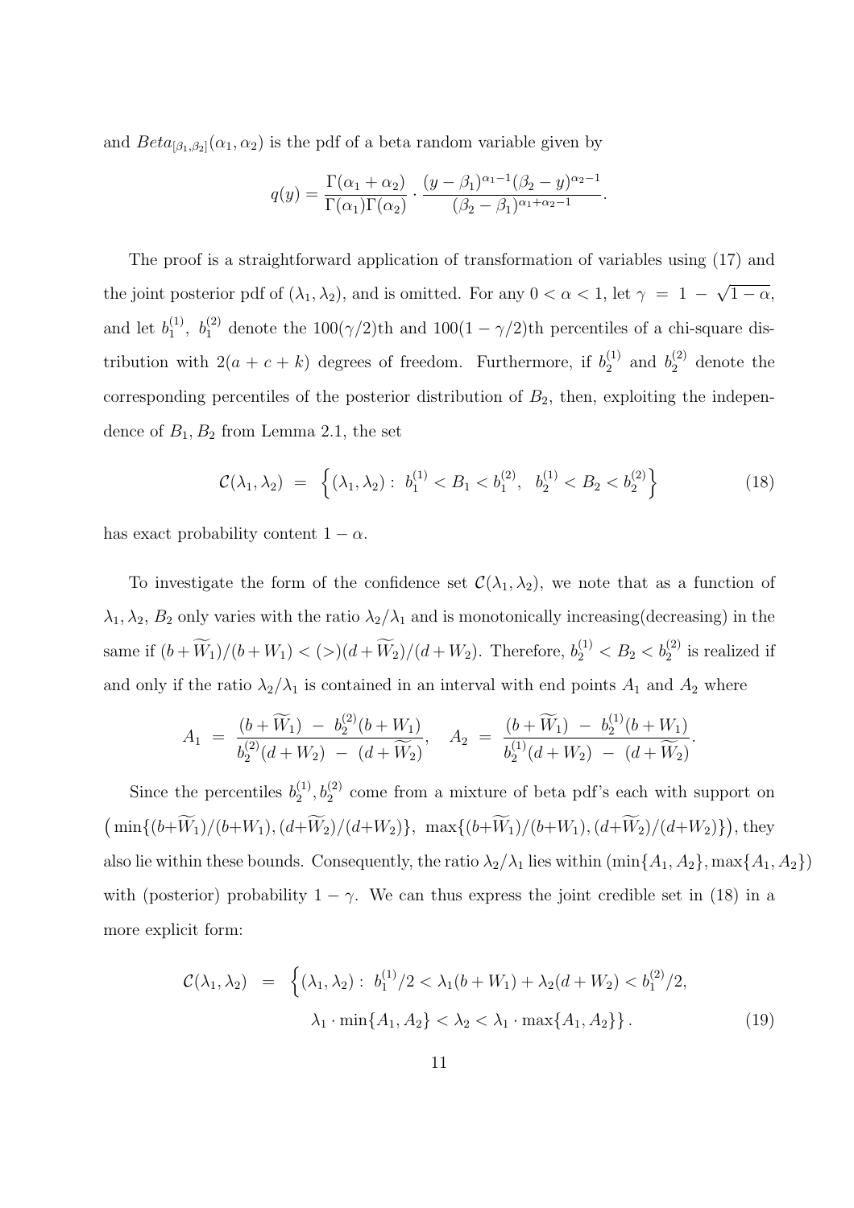and $Beta_{[\beta_1,\beta_2]}(\alpha_1,\alpha_2)$ is the pdf of a beta random variable given by

$$q(y) = \frac{\Gamma(\alpha_1+\alpha_2)}{\Gamma(\alpha_1)\Gamma(\alpha_2)} \cdot \frac{(y-\beta_1)^{\alpha_1-1}(\beta_2-y)^{\alpha_2-1}}{(\beta_2-\beta_1)^{\alpha_1+\alpha_2-1}}.$$

The proof is a straightforward application of transformation of variables using (17) and the joint posterior pdf of $(\lambda_1, \lambda_2)$, and is omitted. For any $0 < \alpha < 1$, let $\gamma = 1 - \sqrt{1-\alpha}$, and let $b_1^{(1)}$, $b_1^{(2)}$ denote the $100(\gamma/2)$th and $100(1-\gamma/2)$th percentiles of a chi-square distribution with $2(a+c+k)$ degrees of freedom. Furthermore, if $b_2^{(1)}$ and $b_2^{(2)}$ denote the corresponding percentiles of the posterior distribution of $B_2$, then, exploiting the independence of $B_1, B_2$ from Lemma 2.1, the set

$$\mathcal{C}(\lambda_1,\lambda_2) \;=\; \left\{(\lambda_1,\lambda_2):\; b_1^{(1)} < B_1 < b_1^{(2)},\;\; b_2^{(1)} < B_2 < b_2^{(2)}\right\} \tag{18}$$

has exact probability content $1-\alpha$.

To investigate the form of the confidence set $\mathcal{C}(\lambda_1,\lambda_2)$, we note that as a function of $\lambda_1, \lambda_2$, $B_2$ only varies with the ratio $\lambda_2/\lambda_1$ and is monotonically increasing(decreasing) in the same if $(b+\widetilde{W}_1)/(b+W_1) < (>) (d+\widetilde{W}_2)/(d+W_2)$. Therefore, $b_2^{(1)} < B_2 < b_2^{(2)}$ is realized if and only if the ratio $\lambda_2/\lambda_1$ is contained in an interval with end points $A_1$ and $A_2$ where

$$A_1 \;=\; \frac{(b+\widetilde{W}_1) \;-\; b_2^{(2)}(b+W_1)}{b_2^{(2)}(d+W_2) \;-\; (d+\widetilde{W}_2)}, \quad A_2 \;=\; \frac{(b+\widetilde{W}_1) \;-\; b_2^{(1)}(b+W_1)}{b_2^{(1)}(d+W_2) \;-\; (d+\widetilde{W}_2)}.$$

Since the percentiles $b_2^{(1)}, b_2^{(2)}$ come from a mixture of beta pdf's each with support on $\left(\min\{(b+\widetilde{W}_1)/(b+W_1), (d+\widetilde{W}_2)/(d+W_2)\},\; \max\{(b+\widetilde{W}_1)/(b+W_1), (d+\widetilde{W}_2)/(d+W_2)\}\right)$, they also lie within these bounds. Consequently, the ratio $\lambda_2/\lambda_1$ lies within $(\min\{A_1,A_2\}, \max\{A_1,A_2\})$ with (posterior) probability $1-\gamma$. We can thus express the joint credible set in (18) in a more explicit form:

$$\begin{aligned}\mathcal{C}(\lambda_1,\lambda_2) \;\;=\;\; &\left\{(\lambda_1,\lambda_2):\; b_1^{(1)}/2 < \lambda_1(b+W_1) + \lambda_2(d+W_2) < b_1^{(2)}/2,\right.\\ &\left.\;\;\lambda_1 \cdot \min\{A_1,A_2\} < \lambda_2 < \lambda_1 \cdot \max\{A_1,A_2\}\right\}.\end{aligned} \tag{19}$$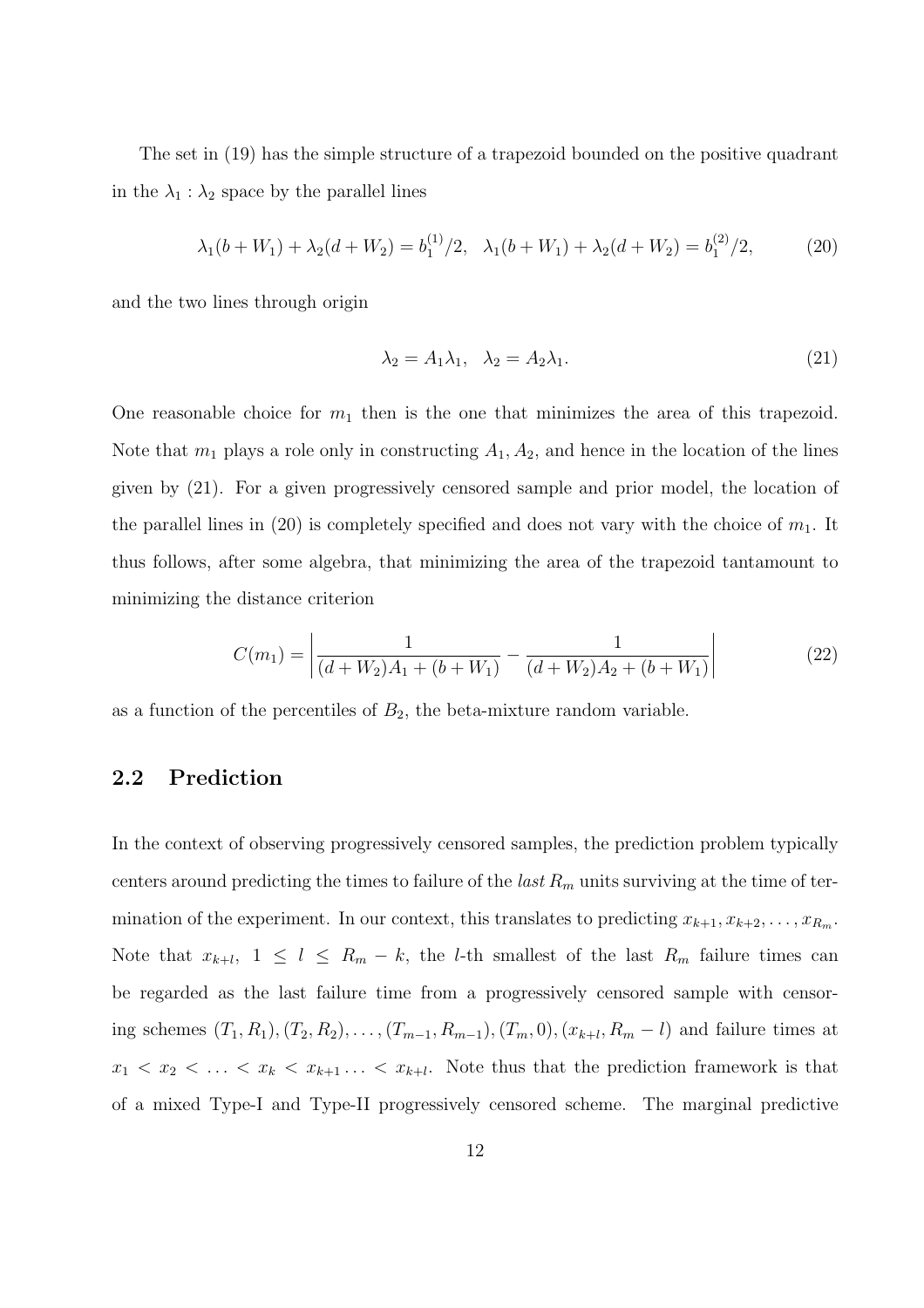The set in (19) has the simple structure of a trapezoid bounded on the positive quadrant in the $\lambda_1 : \lambda_2$ space by the parallel lines

$$\lambda_1(b + W_1) + \lambda_2(d + W_2) = b_1^{(1)}/2, \quad \lambda_1(b + W_1) + \lambda_2(d + W_2) = b_1^{(2)}/2, \tag{20}$$

and the two lines through origin

$$\lambda_2 = A_1\lambda_1, \quad \lambda_2 = A_2\lambda_1. \tag{21}$$

One reasonable choice for $m_1$ then is the one that minimizes the area of this trapezoid. Note that $m_1$ plays a role only in constructing $A_1, A_2$, and hence in the location of the lines given by (21). For a given progressively censored sample and prior model, the location of the parallel lines in (20) is completely specified and does not vary with the choice of $m_1$. It thus follows, after some algebra, that minimizing the area of the trapezoid tantamount to minimizing the distance criterion

$$C(m_1) = \left| \frac{1}{(d + W_2)A_1 + (b + W_1)} - \frac{1}{(d + W_2)A_2 + (b + W_1)} \right| \tag{22}$$

as a function of the percentiles of $B_2$, the beta-mixture random variable.

## 2.2 Prediction

In the context of observing progressively censored samples, the prediction problem typically centers around predicting the times to failure of the *last* $R_m$ units surviving at the time of termination of the experiment. In our context, this translates to predicting $x_{k+1}, x_{k+2}, \ldots, x_{R_m}$. Note that $x_{k+l}$, $1 \leq l \leq R_m - k$, the $l$-th smallest of the last $R_m$ failure times can be regarded as the last failure time from a progressively censored sample with censoring schemes $(T_1, R_1), (T_2, R_2), \ldots, (T_{m-1}, R_{m-1}), (T_m, 0), (x_{k+l}, R_m - l)$ and failure times at $x_1 < x_2 < \ldots < x_k < x_{k+1} \ldots < x_{k+l}$. Note thus that the prediction framework is that of a mixed Type-I and Type-II progressively censored scheme. The marginal predictive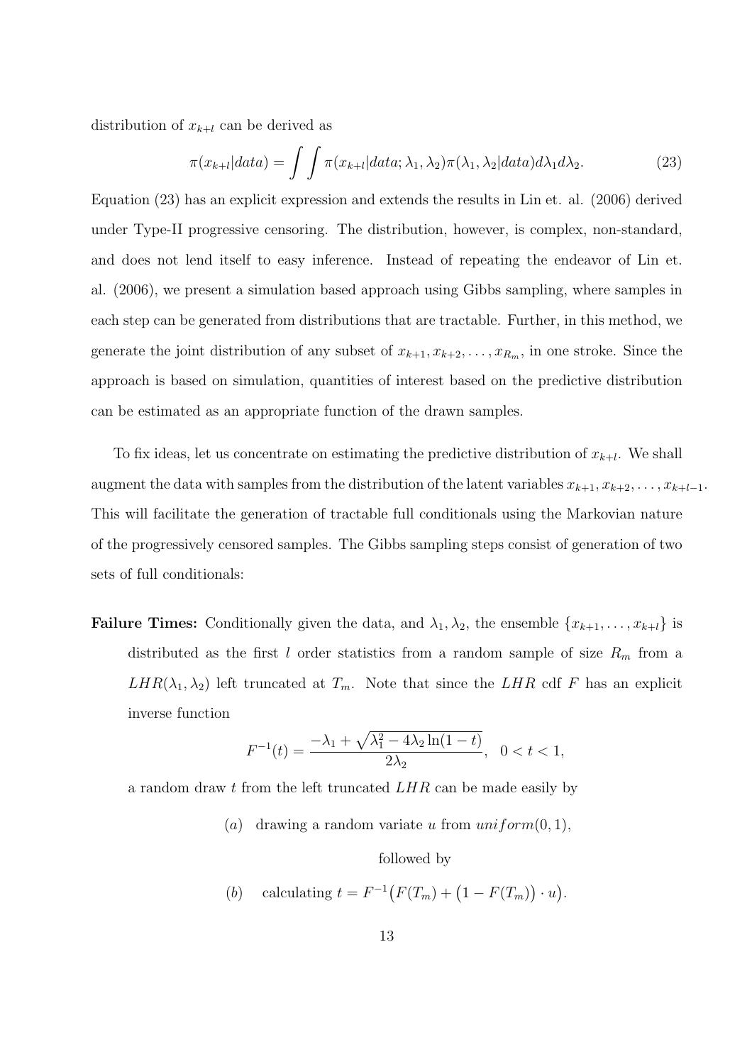distribution of $x_{k+l}$ can be derived as

$$\pi(x_{k+l}|data) = \int\int \pi(x_{k+l}|data; \lambda_1, \lambda_2)\pi(\lambda_1, \lambda_2|data)d\lambda_1 d\lambda_2. \tag{23}$$

Equation (23) has an explicit expression and extends the results in Lin et. al. (2006) derived under Type-II progressive censoring. The distribution, however, is complex, non-standard, and does not lend itself to easy inference. Instead of repeating the endeavor of Lin et. al. (2006), we present a simulation based approach using Gibbs sampling, where samples in each step can be generated from distributions that are tractable. Further, in this method, we generate the joint distribution of any subset of $x_{k+1}, x_{k+2}, \ldots, x_{R_m}$, in one stroke. Since the approach is based on simulation, quantities of interest based on the predictive distribution can be estimated as an appropriate function of the drawn samples.

To fix ideas, let us concentrate on estimating the predictive distribution of $x_{k+l}$. We shall augment the data with samples from the distribution of the latent variables $x_{k+1}, x_{k+2}, \ldots, x_{k+l-1}$. This will facilitate the generation of tractable full conditionals using the Markovian nature of the progressively censored samples. The Gibbs sampling steps consist of generation of two sets of full conditionals:

**Failure Times:** Conditionally given the data, and $\lambda_1, \lambda_2$, the ensemble $\{x_{k+1}, \ldots, x_{k+l}\}$ is distributed as the first $l$ order statistics from a random sample of size $R_m$ from a $LHR(\lambda_1, \lambda_2)$ left truncated at $T_m$. Note that since the $LHR$ cdf $F$ has an explicit inverse function

$$F^{-1}(t) = \frac{-\lambda_1 + \sqrt{\lambda_1^2 - 4\lambda_2 \ln(1-t)}}{2\lambda_2}, \quad 0 < t < 1,$$

a random draw $t$ from the left truncated $LHR$ can be made easily by

$(a)$ drawing a random variate $u$ from $uniform(0, 1)$,

followed by

$(b)$ calculating $t = F^{-1}\big(F(T_m) + \big(1 - F(T_m)\big) \cdot u\big)$.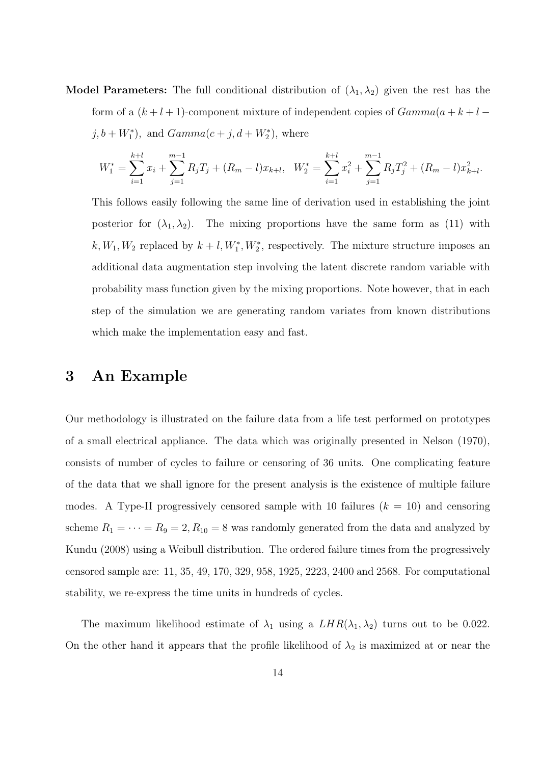**Model Parameters:** The full conditional distribution of $(\lambda_1, \lambda_2)$ given the rest has the form of a $(k+l+1)$-component mixture of independent copies of $Gamma(a+k+l-j, b+W_1^*)$, and $Gamma(c+j, d+W_2^*)$, where

$$W_1^* = \sum_{i=1}^{k+l} x_i + \sum_{j=1}^{m-1} R_j T_j + (R_m - l)x_{k+l}, \quad W_2^* = \sum_{i=1}^{k+l} x_i^2 + \sum_{j=1}^{m-1} R_j T_j^2 + (R_m - l)x_{k+l}^2.$$

This follows easily following the same line of derivation used in establishing the joint posterior for $(\lambda_1, \lambda_2)$. The mixing proportions have the same form as (11) with $k, W_1, W_2$ replaced by $k+l, W_1^*, W_2^*$, respectively. The mixture structure imposes an additional data augmentation step involving the latent discrete random variable with probability mass function given by the mixing proportions. Note however, that in each step of the simulation we are generating random variates from known distributions which make the implementation easy and fast.

# 3 An Example

Our methodology is illustrated on the failure data from a life test performed on prototypes of a small electrical appliance. The data which was originally presented in Nelson (1970), consists of number of cycles to failure or censoring of 36 units. One complicating feature of the data that we shall ignore for the present analysis is the existence of multiple failure modes. A Type-II progressively censored sample with 10 failures ($k = 10$) and censoring scheme $R_1 = \cdots = R_9 = 2, R_{10} = 8$ was randomly generated from the data and analyzed by Kundu (2008) using a Weibull distribution. The ordered failure times from the progressively censored sample are: 11, 35, 49, 170, 329, 958, 1925, 2223, 2400 and 2568. For computational stability, we re-express the time units in hundreds of cycles.

The maximum likelihood estimate of $\lambda_1$ using a $LHR(\lambda_1, \lambda_2)$ turns out to be 0.022. On the other hand it appears that the profile likelihood of $\lambda_2$ is maximized at or near the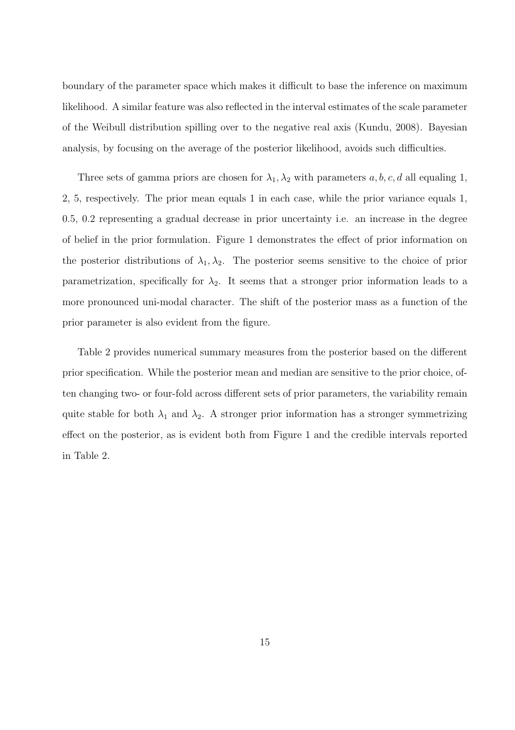boundary of the parameter space which makes it difficult to base the inference on maximum likelihood. A similar feature was also reflected in the interval estimates of the scale parameter of the Weibull distribution spilling over to the negative real axis (Kundu, 2008). Bayesian analysis, by focusing on the average of the posterior likelihood, avoids such difficulties.

Three sets of gamma priors are chosen for $\lambda_1, \lambda_2$ with parameters $a, b, c, d$ all equaling 1, 2, 5, respectively. The prior mean equals 1 in each case, while the prior variance equals 1, 0.5, 0.2 representing a gradual decrease in prior uncertainty i.e. an increase in the degree of belief in the prior formulation. Figure 1 demonstrates the effect of prior information on the posterior distributions of $\lambda_1, \lambda_2$. The posterior seems sensitive to the choice of prior parametrization, specifically for $\lambda_2$. It seems that a stronger prior information leads to a more pronounced uni-modal character. The shift of the posterior mass as a function of the prior parameter is also evident from the figure.

Table 2 provides numerical summary measures from the posterior based on the different prior specification. While the posterior mean and median are sensitive to the prior choice, often changing two- or four-fold across different sets of prior parameters, the variability remain quite stable for both $\lambda_1$ and $\lambda_2$. A stronger prior information has a stronger symmetrizing effect on the posterior, as is evident both from Figure 1 and the credible intervals reported in Table 2.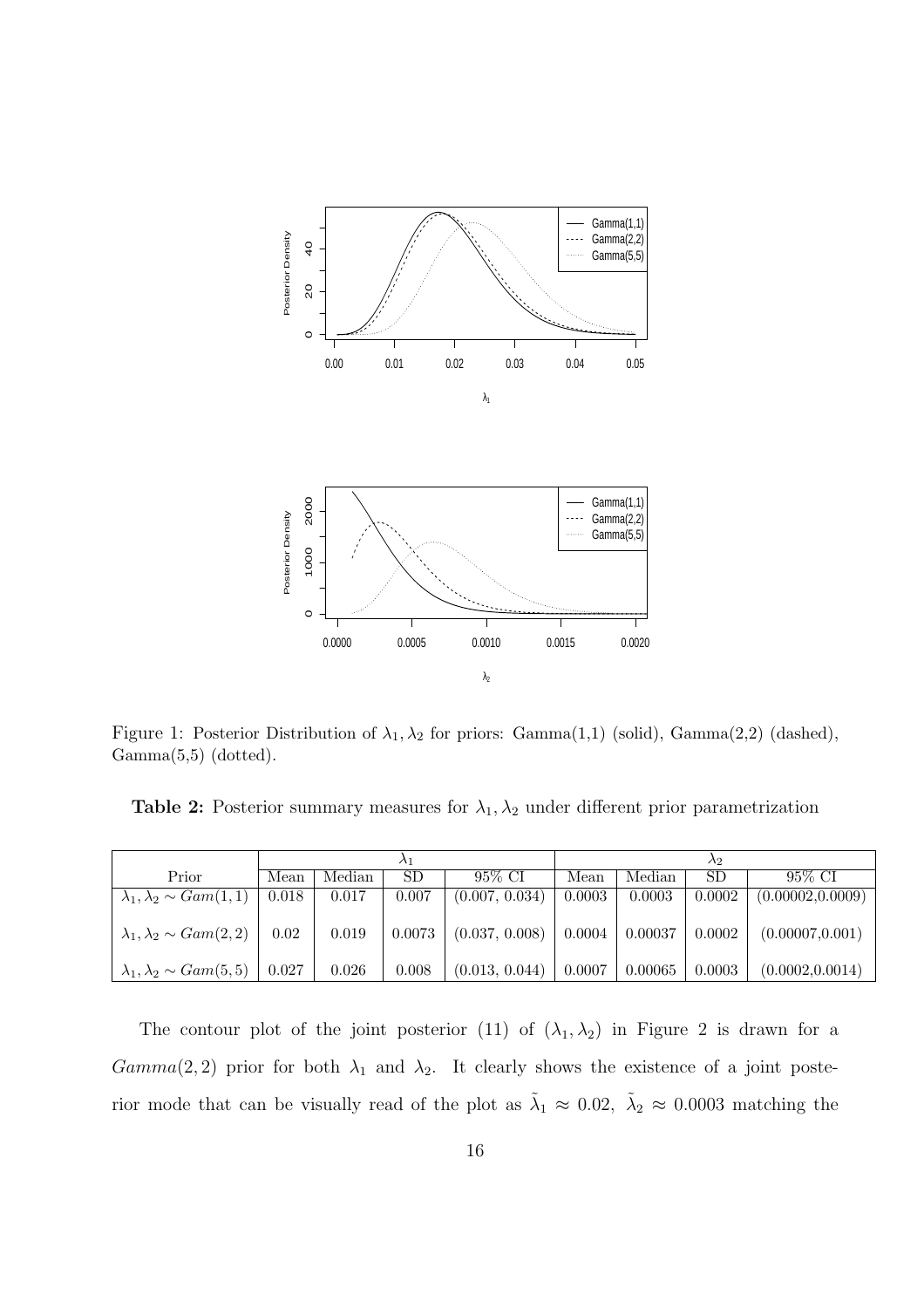Figure 1: Posterior Distribution of $\lambda_1, \lambda_2$ for priors: Gamma(1,1) (solid), Gamma(2,2) (dashed), Gamma(5,5) (dotted).

**Table 2:** Posterior summary measures for $\lambda_1, \lambda_2$ under different prior parametrization

| | $\lambda_1$ | | | | $\lambda_2$ | | | |
|---|---|---|---|---|---|---|---|---|
| Prior | Mean | Median | SD | 95% CI | Mean | Median | SD | 95% CI |
| $\lambda_1, \lambda_2 \sim Gam(1,1)$ | 0.018 | 0.017 | 0.007 | (0.007, 0.034) | 0.0003 | 0.0003 | 0.0002 | (0.00002,0.0009) |
| $\lambda_1, \lambda_2 \sim Gam(2,2)$ | 0.02 | 0.019 | 0.0073 | (0.037, 0.008) | 0.0004 | 0.00037 | 0.0002 | (0.00007,0.001) |
| $\lambda_1, \lambda_2 \sim Gam(5,5)$ | 0.027 | 0.026 | 0.008 | (0.013, 0.044) | 0.0007 | 0.00065 | 0.0003 | (0.0002,0.0014) |

The contour plot of the joint posterior (11) of $(\lambda_1, \lambda_2)$ in Figure 2 is drawn for a $Gamma(2,2)$ prior for both $\lambda_1$ and $\lambda_2$. It clearly shows the existence of a joint posterior mode that can be visually read of the plot as $\tilde{\lambda}_1 \approx 0.02$, $\tilde{\lambda}_2 \approx 0.0003$ matching the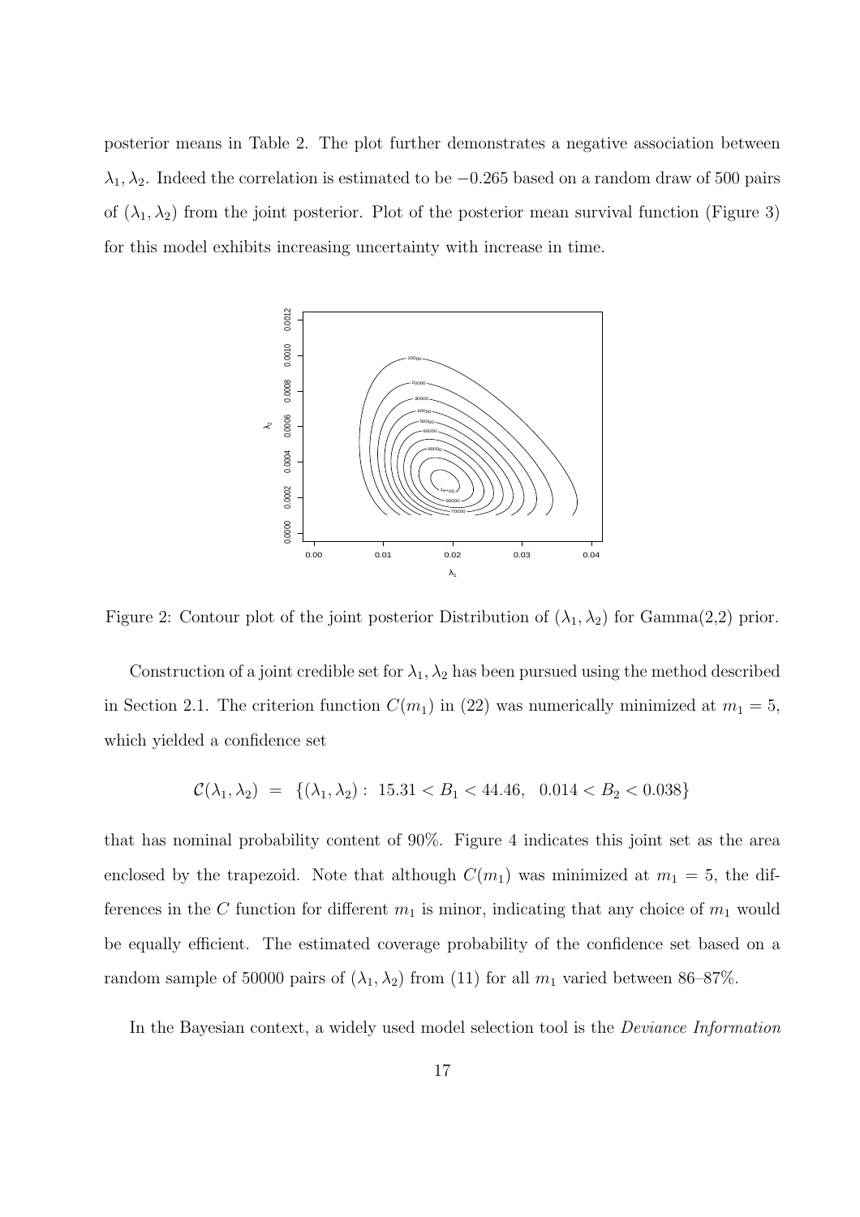posterior means in Table 2. The plot further demonstrates a negative association between $\lambda_1, \lambda_2$. Indeed the correlation is estimated to be $-0.265$ based on a random draw of 500 pairs of $(\lambda_1, \lambda_2)$ from the joint posterior. Plot of the posterior mean survival function (Figure 3) for this model exhibits increasing uncertainty with increase in time.

Figure 2: Contour plot of the joint posterior Distribution of $(\lambda_1, \lambda_2)$ for Gamma(2,2) prior.

Construction of a joint credible set for $\lambda_1, \lambda_2$ has been pursued using the method described in Section 2.1. The criterion function $C(m_1)$ in (22) was numerically minimized at $m_1 = 5$, which yielded a confidence set

$$\mathcal{C}(\lambda_1, \lambda_2) \;=\; \{(\lambda_1, \lambda_2) :\; 15.31 < B_1 < 44.46, \;\; 0.014 < B_2 < 0.038\}$$

that has nominal probability content of 90%. Figure 4 indicates this joint set as the area enclosed by the trapezoid. Note that although $C(m_1)$ was minimized at $m_1 = 5$, the differences in the $C$ function for different $m_1$ is minor, indicating that any choice of $m_1$ would be equally efficient. The estimated coverage probability of the confidence set based on a random sample of 50000 pairs of $(\lambda_1, \lambda_2)$ from (11) for all $m_1$ varied between 86–87%.

In the Bayesian context, a widely used model selection tool is the *Deviance Information*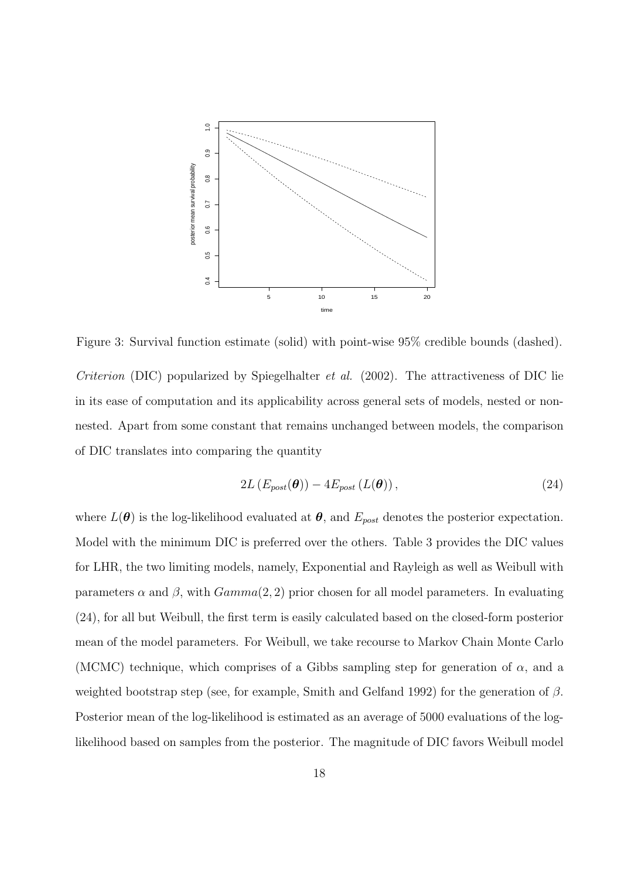Figure 3: Survival function estimate (solid) with point-wise 95% credible bounds (dashed).

*Criterion* (DIC) popularized by Spiegelhalter *et al.* (2002). The attractiveness of DIC lie in its ease of computation and its applicability across general sets of models, nested or non-nested. Apart from some constant that remains unchanged between models, the comparison of DIC translates into comparing the quantity

$$2L\left(E_{post}(\boldsymbol{\theta})\right) - 4E_{post}\left(L(\boldsymbol{\theta})\right), \tag{24}$$

where $L(\boldsymbol{\theta})$ is the log-likelihood evaluated at $\boldsymbol{\theta}$, and $E_{post}$ denotes the posterior expectation. Model with the minimum DIC is preferred over the others. Table 3 provides the DIC values for LHR, the two limiting models, namely, Exponential and Rayleigh as well as Weibull with parameters $\alpha$ and $\beta$, with $Gamma(2, 2)$ prior chosen for all model parameters. In evaluating (24), for all but Weibull, the first term is easily calculated based on the closed-form posterior mean of the model parameters. For Weibull, we take recourse to Markov Chain Monte Carlo (MCMC) technique, which comprises of a Gibbs sampling step for generation of $\alpha$, and a weighted bootstrap step (see, for example, Smith and Gelfand 1992) for the generation of $\beta$. Posterior mean of the log-likelihood is estimated as an average of 5000 evaluations of the log-likelihood based on samples from the posterior. The magnitude of DIC favors Weibull model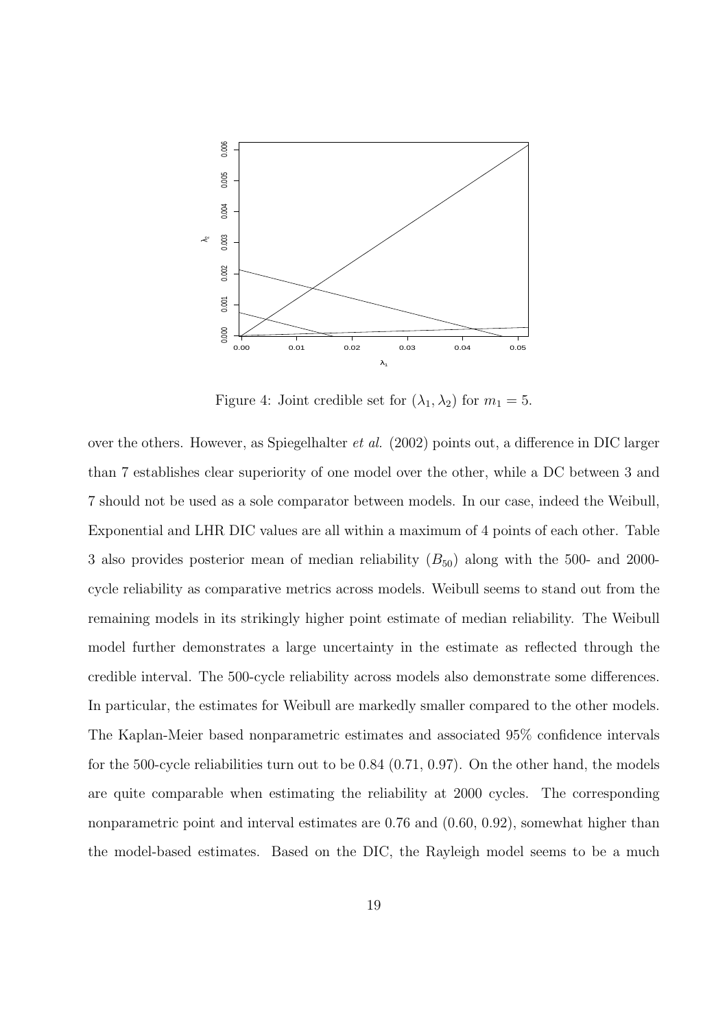Figure 4: Joint credible set for $(\lambda_1, \lambda_2)$ for $m_1 = 5$.

over the others. However, as Spiegelhalter *et al.* (2002) points out, a difference in DIC larger than 7 establishes clear superiority of one model over the other, while a DC between 3 and 7 should not be used as a sole comparator between models. In our case, indeed the Weibull, Exponential and LHR DIC values are all within a maximum of 4 points of each other. Table 3 also provides posterior mean of median reliability ($B_{50}$) along with the 500- and 2000-cycle reliability as comparative metrics across models. Weibull seems to stand out from the remaining models in its strikingly higher point estimate of median reliability. The Weibull model further demonstrates a large uncertainty in the estimate as reflected through the credible interval. The 500-cycle reliability across models also demonstrate some differences. In particular, the estimates for Weibull are markedly smaller compared to the other models. The Kaplan-Meier based nonparametric estimates and associated 95% confidence intervals for the 500-cycle reliabilities turn out to be 0.84 (0.71, 0.97). On the other hand, the models are quite comparable when estimating the reliability at 2000 cycles. The corresponding nonparametric point and interval estimates are 0.76 and (0.60, 0.92), somewhat higher than the model-based estimates. Based on the DIC, the Rayleigh model seems to be a much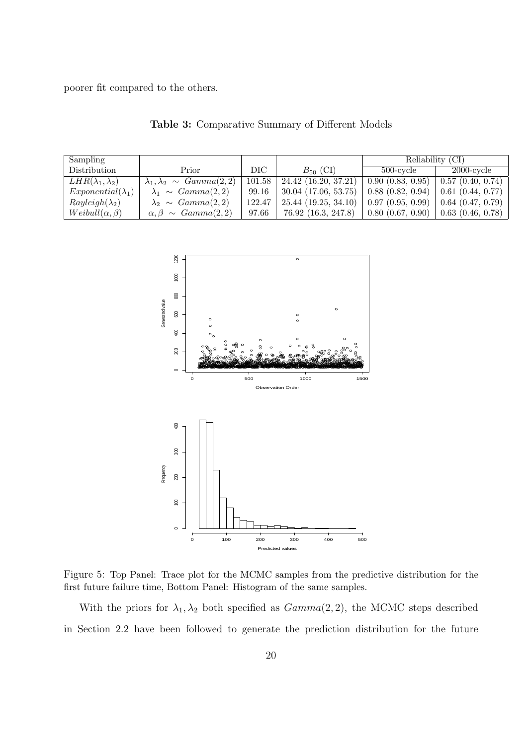poorer fit compared to the others.

**Table 3:** Comparative Summary of Different Models

| Sampling Distribution | Prior | DIC | $B_{50}$ (CI) | Reliability (CI) 500-cycle | Reliability (CI) 2000-cycle |
|---|---|---|---|---|---|
| $LHR(\lambda_1, \lambda_2)$ | $\lambda_1, \lambda_2 \sim Gamma(2,2)$ | 101.58 | 24.42 (16.20, 37.21) | 0.90 (0.83, 0.95) | 0.57 (0.40, 0.74) |
| $Exponential(\lambda_1)$ | $\lambda_1 \sim Gamma(2,2)$ | 99.16 | 30.04 (17.06, 53.75) | 0.88 (0.82, 0.94) | 0.61 (0.44, 0.77) |
| $Rayleigh(\lambda_2)$ | $\lambda_2 \sim Gamma(2,2)$ | 122.47 | 25.44 (19.25, 34.10) | 0.97 (0.95, 0.99) | 0.64 (0.47, 0.79) |
| $Weibull(\alpha, \beta)$ | $\alpha, \beta \sim Gamma(2,2)$ | 97.66 | 76.92 (16.3, 247.8) | 0.80 (0.67, 0.90) | 0.63 (0.46, 0.78) |

Figure 5: Top Panel: Trace plot for the MCMC samples from the predictive distribution for the first future failure time, Bottom Panel: Histogram of the same samples.

With the priors for $\lambda_1, \lambda_2$ both specified as $Gamma(2, 2)$, the MCMC steps described in Section 2.2 have been followed to generate the prediction distribution for the future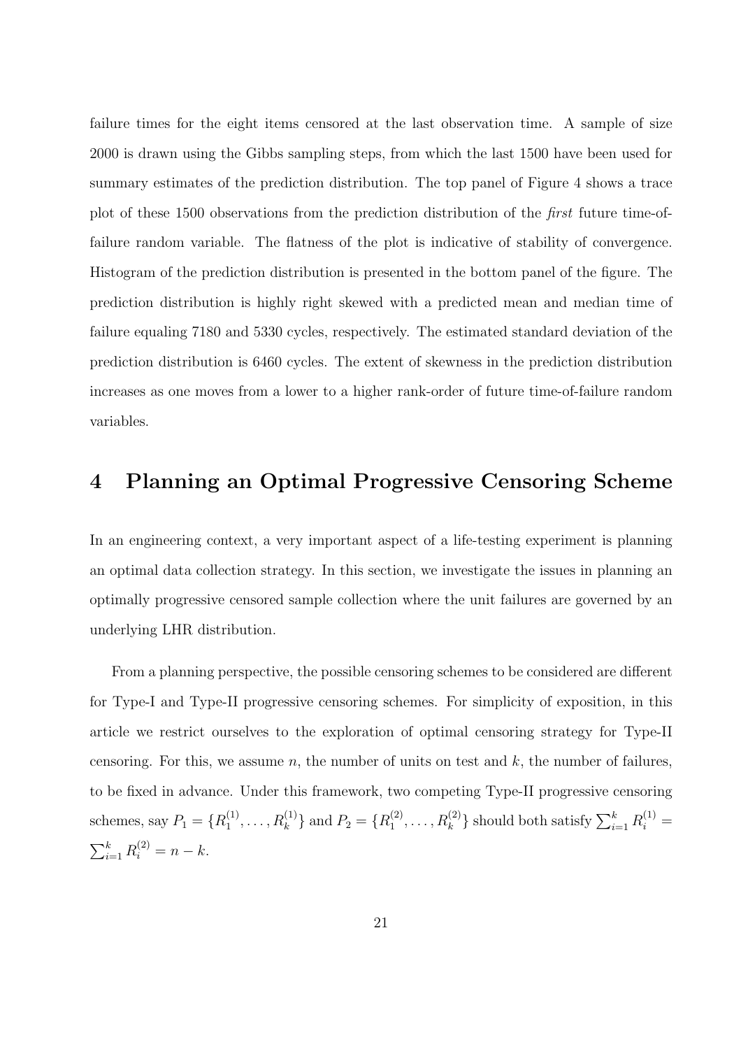failure times for the eight items censored at the last observation time. A sample of size 2000 is drawn using the Gibbs sampling steps, from which the last 1500 have been used for summary estimates of the prediction distribution. The top panel of Figure 4 shows a trace plot of these 1500 observations from the prediction distribution of the *first* future time-of-failure random variable. The flatness of the plot is indicative of stability of convergence. Histogram of the prediction distribution is presented in the bottom panel of the figure. The prediction distribution is highly right skewed with a predicted mean and median time of failure equaling 7180 and 5330 cycles, respectively. The estimated standard deviation of the prediction distribution is 6460 cycles. The extent of skewness in the prediction distribution increases as one moves from a lower to a higher rank-order of future time-of-failure random variables.

# 4 Planning an Optimal Progressive Censoring Scheme

In an engineering context, a very important aspect of a life-testing experiment is planning an optimal data collection strategy. In this section, we investigate the issues in planning an optimally progressive censored sample collection where the unit failures are governed by an underlying LHR distribution.

From a planning perspective, the possible censoring schemes to be considered are different for Type-I and Type-II progressive censoring schemes. For simplicity of exposition, in this article we restrict ourselves to the exploration of optimal censoring strategy for Type-II censoring. For this, we assume $n$, the number of units on test and $k$, the number of failures, to be fixed in advance. Under this framework, two competing Type-II progressive censoring schemes, say $P_1 = \{R_1^{(1)}, \ldots, R_k^{(1)}\}$ and $P_2 = \{R_1^{(2)}, \ldots, R_k^{(2)}\}$ should both satisfy $\sum_{i=1}^{k} R_i^{(1)} = \sum_{i=1}^{k} R_i^{(2)} = n - k$.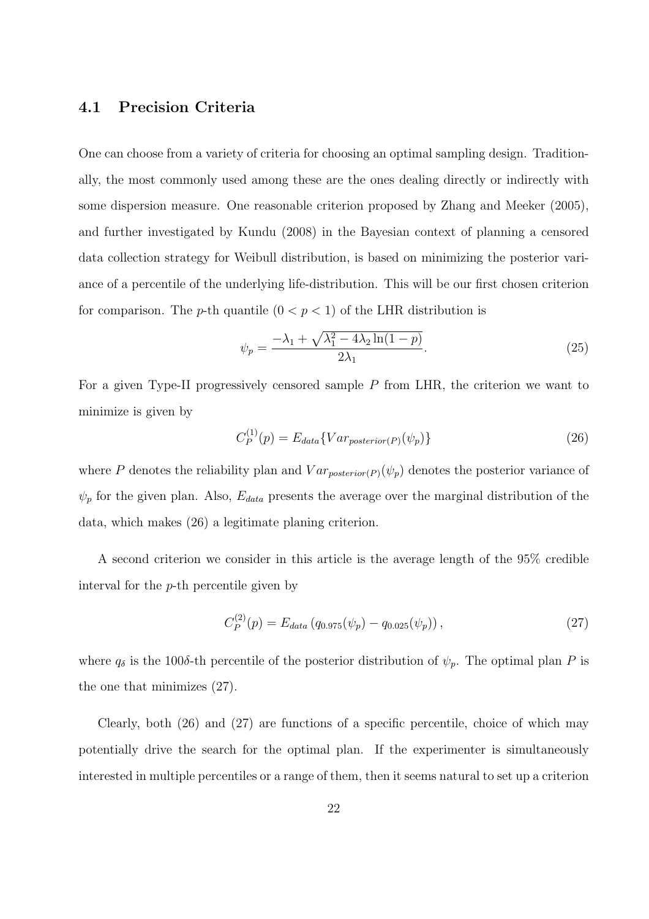### 4.1 Precision Criteria

One can choose from a variety of criteria for choosing an optimal sampling design. Traditionally, the most commonly used among these are the ones dealing directly or indirectly with some dispersion measure. One reasonable criterion proposed by Zhang and Meeker (2005), and further investigated by Kundu (2008) in the Bayesian context of planning a censored data collection strategy for Weibull distribution, is based on minimizing the posterior variance of a percentile of the underlying life-distribution. This will be our first chosen criterion for comparison. The $p$-th quantile $(0 < p < 1)$ of the LHR distribution is

$$\psi_p = \frac{-\lambda_1 + \sqrt{\lambda_1^2 - 4\lambda_2 \ln(1-p)}}{2\lambda_1}. \tag{25}$$

For a given Type-II progressively censored sample $P$ from LHR, the criterion we want to minimize is given by

$$C_P^{(1)}(p) = E_{data}\{Var_{posterior(P)}(\psi_p)\} \tag{26}$$

where $P$ denotes the reliability plan and $Var_{posterior(P)}(\psi_p)$ denotes the posterior variance of $\psi_p$ for the given plan. Also, $E_{data}$ presents the average over the marginal distribution of the data, which makes (26) a legitimate planing criterion.

A second criterion we consider in this article is the average length of the 95% credible interval for the $p$-th percentile given by

$$C_P^{(2)}(p) = E_{data}\left(q_{0.975}(\psi_p) - q_{0.025}(\psi_p)\right), \tag{27}$$

where $q_\delta$ is the $100\delta$-th percentile of the posterior distribution of $\psi_p$. The optimal plan $P$ is the one that minimizes (27).

Clearly, both (26) and (27) are functions of a specific percentile, choice of which may potentially drive the search for the optimal plan. If the experimenter is simultaneously interested in multiple percentiles or a range of them, then it seems natural to set up a criterion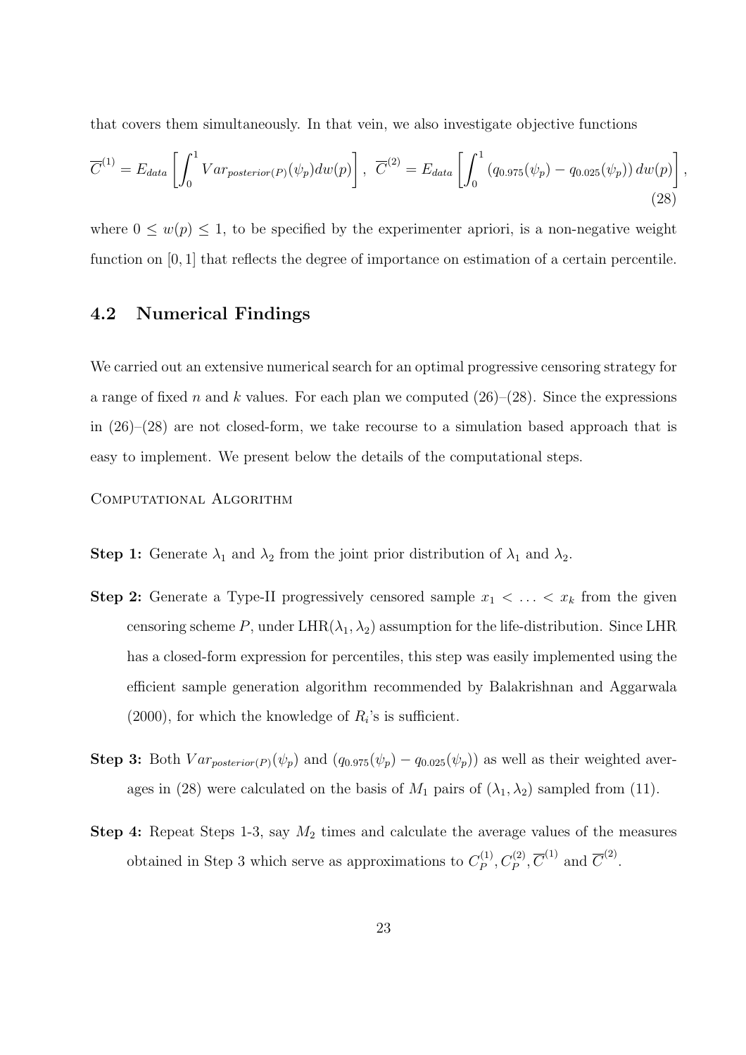that covers them simultaneously. In that vein, we also investigate objective functions

$$\overline{C}^{(1)} = E_{data}\left[\int_0^1 Var_{posterior(P)}(\psi_p)dw(p)\right],\ \overline{C}^{(2)} = E_{data}\left[\int_0^1 \left(q_{0.975}(\psi_p) - q_{0.025}(\psi_p)\right)dw(p)\right], \tag{28}$$

where $0 \leq w(p) \leq 1$, to be specified by the experimenter apriori, is a non-negative weight function on $[0, 1]$ that reflects the degree of importance on estimation of a certain percentile.

## 4.2 Numerical Findings

We carried out an extensive numerical search for an optimal progressive censoring strategy for a range of fixed $n$ and $k$ values. For each plan we computed (26)–(28). Since the expressions in (26)–(28) are not closed-form, we take recourse to a simulation based approach that is easy to implement. We present below the details of the computational steps.

Computational Algorithm

**Step 1:** Generate $\lambda_1$ and $\lambda_2$ from the joint prior distribution of $\lambda_1$ and $\lambda_2$.

**Step 2:** Generate a Type-II progressively censored sample $x_1 < \ldots < x_k$ from the given censoring scheme $P$, under LHR$(\lambda_1, \lambda_2)$ assumption for the life-distribution. Since LHR has a closed-form expression for percentiles, this step was easily implemented using the efficient sample generation algorithm recommended by Balakrishnan and Aggarwala (2000), for which the knowledge of $R_i$'s is sufficient.

**Step 3:** Both $Var_{posterior(P)}(\psi_p)$ and $(q_{0.975}(\psi_p) - q_{0.025}(\psi_p))$ as well as their weighted averages in (28) were calculated on the basis of $M_1$ pairs of $(\lambda_1, \lambda_2)$ sampled from (11).

**Step 4:** Repeat Steps 1-3, say $M_2$ times and calculate the average values of the measures obtained in Step 3 which serve as approximations to $C_P^{(1)}, C_P^{(2)}, \overline{C}^{(1)}$ and $\overline{C}^{(2)}$.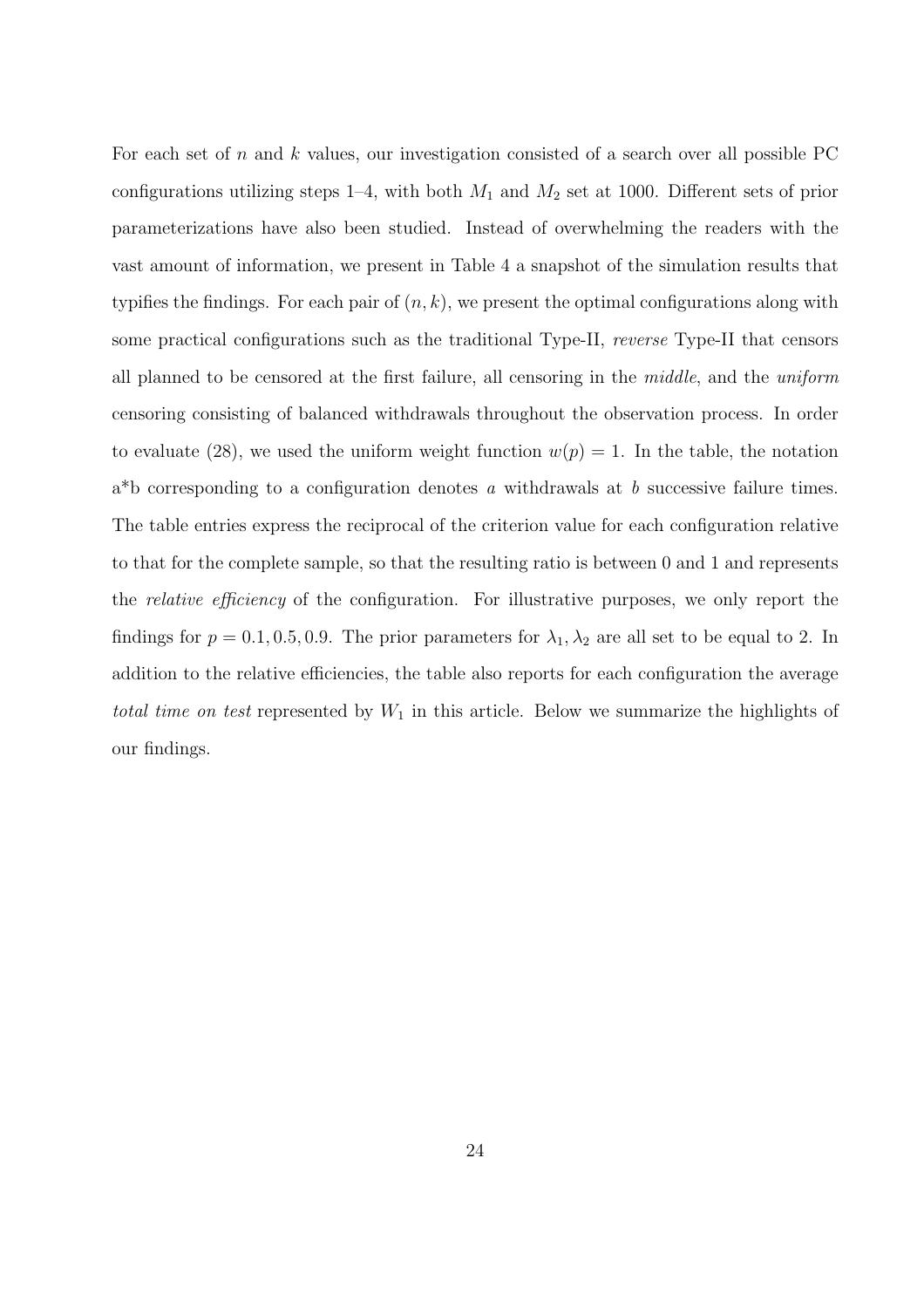For each set of $n$ and $k$ values, our investigation consisted of a search over all possible PC configurations utilizing steps 1–4, with both $M_1$ and $M_2$ set at 1000. Different sets of prior parameterizations have also been studied. Instead of overwhelming the readers with the vast amount of information, we present in Table 4 a snapshot of the simulation results that typifies the findings. For each pair of $(n, k)$, we present the optimal configurations along with some practical configurations such as the traditional Type-II, *reverse* Type-II that censors all planned to be censored at the first failure, all censoring in the *middle*, and the *uniform* censoring consisting of balanced withdrawals throughout the observation process. In order to evaluate (28), we used the uniform weight function $w(p) = 1$. In the table, the notation a*b corresponding to a configuration denotes $a$ withdrawals at $b$ successive failure times. The table entries express the reciprocal of the criterion value for each configuration relative to that for the complete sample, so that the resulting ratio is between 0 and 1 and represents the *relative efficiency* of the configuration. For illustrative purposes, we only report the findings for $p = 0.1, 0.5, 0.9$. The prior parameters for $\lambda_1, \lambda_2$ are all set to be equal to 2. In addition to the relative efficiencies, the table also reports for each configuration the average *total time on test* represented by $W_1$ in this article. Below we summarize the highlights of our findings.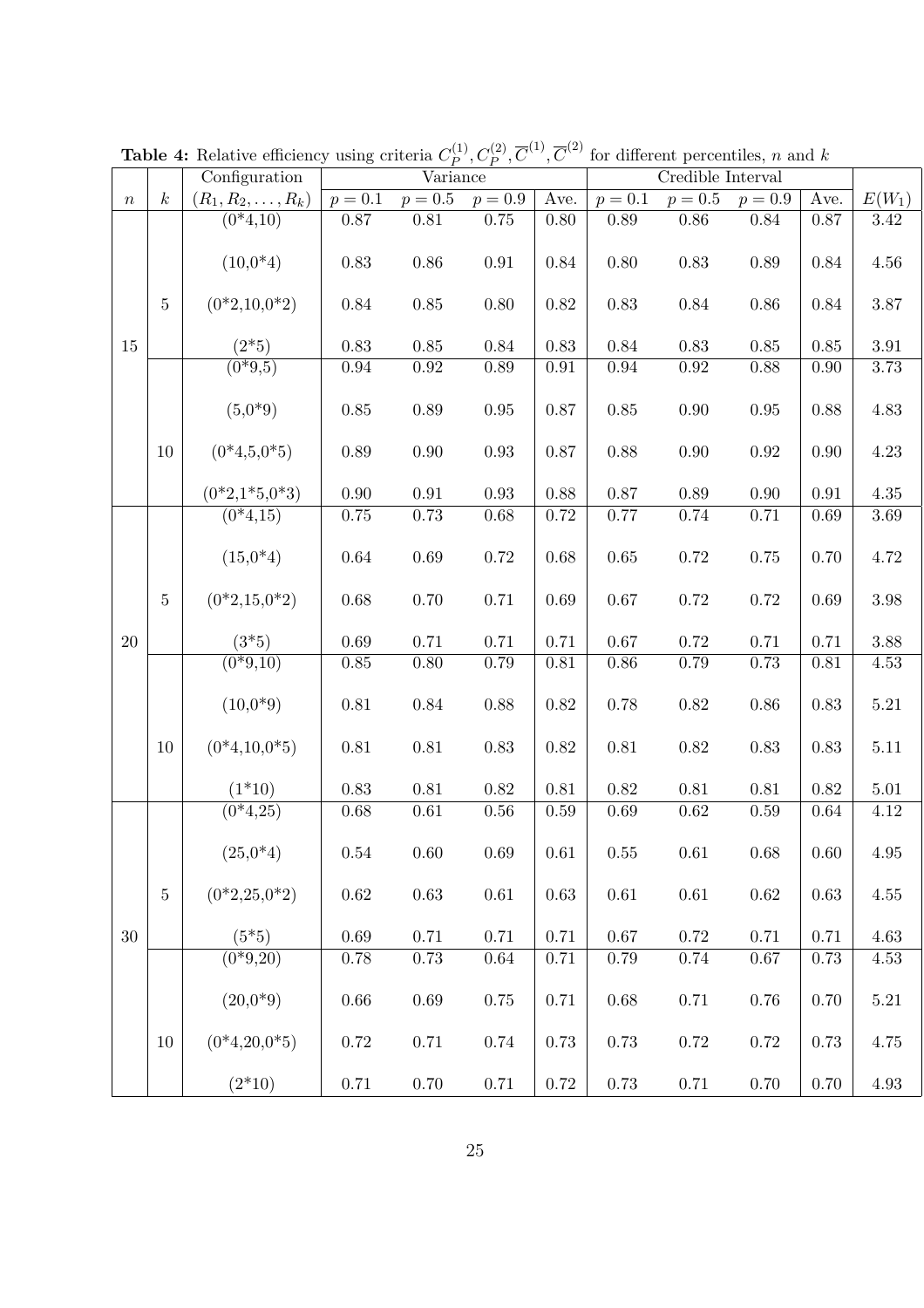**Table 4:** Relative efficiency using criteria $C_P^{(1)}, C_P^{(2)}, \overline{C}^{(1)}, \overline{C}^{(2)}$ for different percentiles, $n$ and $k$

| | | Configuration | Variance | | | | Credible Interval | | | | |
|---|---|---|---|---|---|---|---|---|---|---|---|
| $n$ | $k$ | $(R_1, R_2, \ldots, R_k)$ | $p = 0.1$ | $p = 0.5$ | $p = 0.9$ | Ave. | $p = 0.1$ | $p = 0.5$ | $p = 0.9$ | Ave. | $E(W_1)$ |
| 15 | 5 | (0*4,10) | 0.87 | 0.81 | 0.75 | 0.80 | 0.89 | 0.86 | 0.84 | 0.87 | 3.42 |
| | | (10,0*4) | 0.83 | 0.86 | 0.91 | 0.84 | 0.80 | 0.83 | 0.89 | 0.84 | 4.56 |
| | | (0*2,10,0*2) | 0.84 | 0.85 | 0.80 | 0.82 | 0.83 | 0.84 | 0.86 | 0.84 | 3.87 |
| | | (2*5) | 0.83 | 0.85 | 0.84 | 0.83 | 0.84 | 0.83 | 0.85 | 0.85 | 3.91 |
| | 10 | (0*9,5) | 0.94 | 0.92 | 0.89 | 0.91 | 0.94 | 0.92 | 0.88 | 0.90 | 3.73 |
| | | (5,0*9) | 0.85 | 0.89 | 0.95 | 0.87 | 0.85 | 0.90 | 0.95 | 0.88 | 4.83 |
| | | (0*4,5,0*5) | 0.89 | 0.90 | 0.93 | 0.87 | 0.88 | 0.90 | 0.92 | 0.90 | 4.23 |
| | | (0*2,1*5,0*3) | 0.90 | 0.91 | 0.93 | 0.88 | 0.87 | 0.89 | 0.90 | 0.91 | 4.35 |
| 20 | 5 | (0*4,15) | 0.75 | 0.73 | 0.68 | 0.72 | 0.77 | 0.74 | 0.71 | 0.69 | 3.69 |
| | | (15,0*4) | 0.64 | 0.69 | 0.72 | 0.68 | 0.65 | 0.72 | 0.75 | 0.70 | 4.72 |
| | | (0*2,15,0*2) | 0.68 | 0.70 | 0.71 | 0.69 | 0.67 | 0.72 | 0.72 | 0.69 | 3.98 |
| | | (3*5) | 0.69 | 0.71 | 0.71 | 0.71 | 0.67 | 0.72 | 0.71 | 0.71 | 3.88 |
| | 10 | (0*9,10) | 0.85 | 0.80 | 0.79 | 0.81 | 0.86 | 0.79 | 0.73 | 0.81 | 4.53 |
| | | (10,0*9) | 0.81 | 0.84 | 0.88 | 0.82 | 0.78 | 0.82 | 0.86 | 0.83 | 5.21 |
| | | (0*4,10,0*5) | 0.81 | 0.81 | 0.83 | 0.82 | 0.81 | 0.82 | 0.83 | 0.83 | 5.11 |
| | | (1*10) | 0.83 | 0.81 | 0.82 | 0.81 | 0.82 | 0.81 | 0.81 | 0.82 | 5.01 |
| 30 | 5 | (0*4,25) | 0.68 | 0.61 | 0.56 | 0.59 | 0.69 | 0.62 | 0.59 | 0.64 | 4.12 |
| | | (25,0*4) | 0.54 | 0.60 | 0.69 | 0.61 | 0.55 | 0.61 | 0.68 | 0.60 | 4.95 |
| | | (0*2,25,0*2) | 0.62 | 0.63 | 0.61 | 0.63 | 0.61 | 0.61 | 0.62 | 0.63 | 4.55 |
| | | (5*5) | 0.69 | 0.71 | 0.71 | 0.71 | 0.67 | 0.72 | 0.71 | 0.71 | 4.63 |
| | 10 | (0*9,20) | 0.78 | 0.73 | 0.64 | 0.71 | 0.79 | 0.74 | 0.67 | 0.73 | 4.53 |
| | | (20,0*9) | 0.66 | 0.69 | 0.75 | 0.71 | 0.68 | 0.71 | 0.76 | 0.70 | 5.21 |
| | | (0*4,20,0*5) | 0.72 | 0.71 | 0.74 | 0.73 | 0.73 | 0.72 | 0.72 | 0.73 | 4.75 |
| | | (2*10) | 0.71 | 0.70 | 0.71 | 0.72 | 0.73 | 0.71 | 0.70 | 0.70 | 4.93 |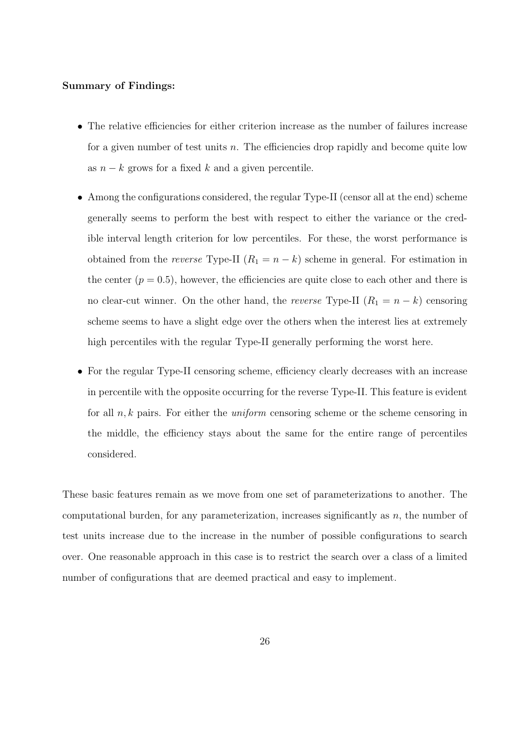**Summary of Findings:**

- The relative efficiencies for either criterion increase as the number of failures increase for a given number of test units $n$. The efficiencies drop rapidly and become quite low as $n-k$ grows for a fixed $k$ and a given percentile.

- Among the configurations considered, the regular Type-II (censor all at the end) scheme generally seems to perform the best with respect to either the variance or the credible interval length criterion for low percentiles. For these, the worst performance is obtained from the *reverse* Type-II ($R_1 = n-k$) scheme in general. For estimation in the center ($p = 0.5$), however, the efficiencies are quite close to each other and there is no clear-cut winner. On the other hand, the *reverse* Type-II ($R_1 = n-k$) censoring scheme seems to have a slight edge over the others when the interest lies at extremely high percentiles with the regular Type-II generally performing the worst here.

- For the regular Type-II censoring scheme, efficiency clearly decreases with an increase in percentile with the opposite occurring for the reverse Type-II. This feature is evident for all $n, k$ pairs. For either the *uniform* censoring scheme or the scheme censoring in the middle, the efficiency stays about the same for the entire range of percentiles considered.

These basic features remain as we move from one set of parameterizations to another. The computational burden, for any parameterization, increases significantly as $n$, the number of test units increase due to the increase in the number of possible configurations to search over. One reasonable approach in this case is to restrict the search over a class of a limited number of configurations that are deemed practical and easy to implement.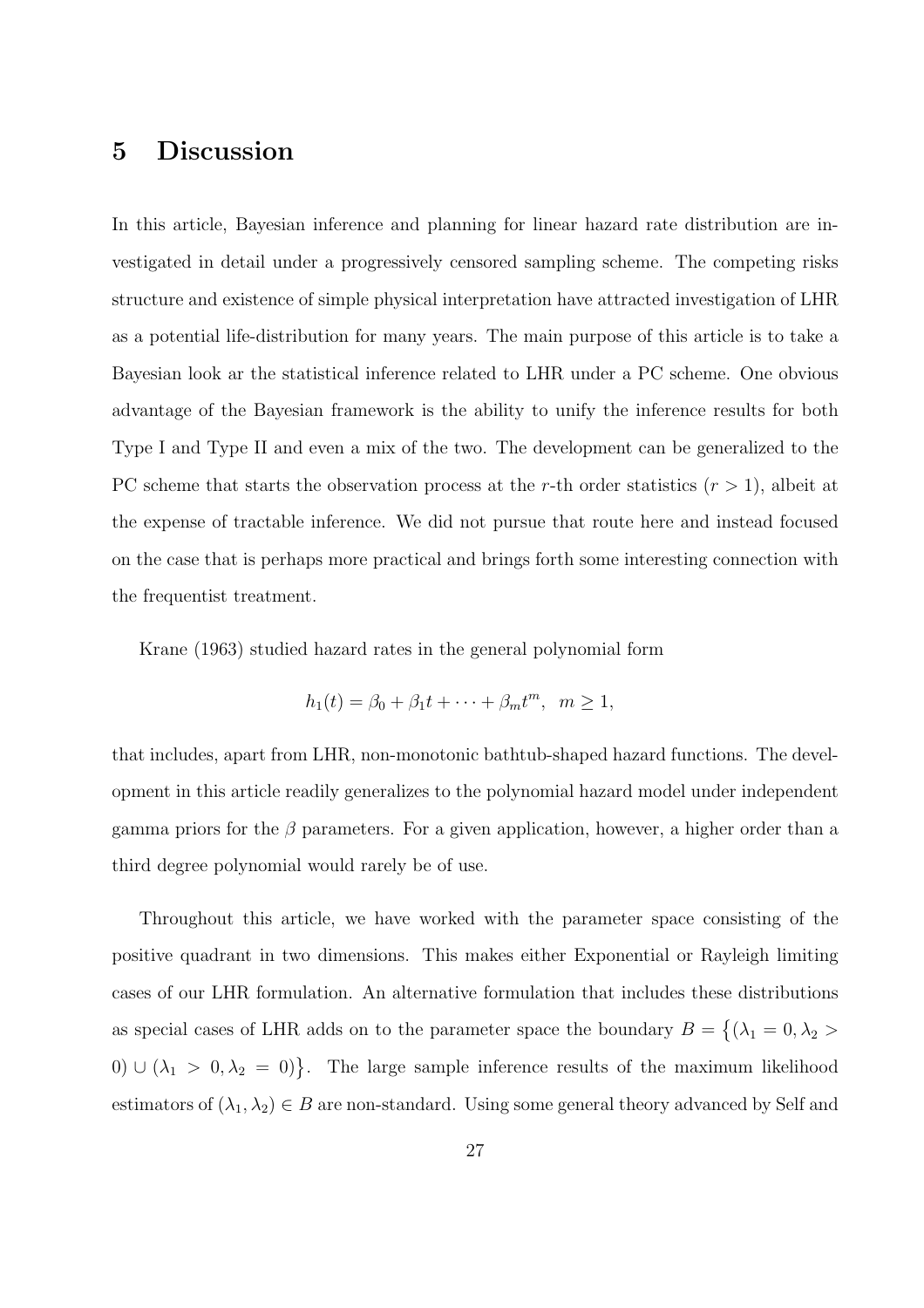# 5 Discussion

In this article, Bayesian inference and planning for linear hazard rate distribution are investigated in detail under a progressively censored sampling scheme. The competing risks structure and existence of simple physical interpretation have attracted investigation of LHR as a potential life-distribution for many years. The main purpose of this article is to take a Bayesian look ar the statistical inference related to LHR under a PC scheme. One obvious advantage of the Bayesian framework is the ability to unify the inference results for both Type I and Type II and even a mix of the two. The development can be generalized to the PC scheme that starts the observation process at the $r$-th order statistics ($r > 1$), albeit at the expense of tractable inference. We did not pursue that route here and instead focused on the case that is perhaps more practical and brings forth some interesting connection with the frequentist treatment.

Krane (1963) studied hazard rates in the general polynomial form

$$h_1(t) = \beta_0 + \beta_1 t + \cdots + \beta_m t^m, \;\; m \geq 1,$$

that includes, apart from LHR, non-monotonic bathtub-shaped hazard functions. The development in this article readily generalizes to the polynomial hazard model under independent gamma priors for the $\beta$ parameters. For a given application, however, a higher order than a third degree polynomial would rarely be of use.

Throughout this article, we have worked with the parameter space consisting of the positive quadrant in two dimensions. This makes either Exponential or Rayleigh limiting cases of our LHR formulation. An alternative formulation that includes these distributions as special cases of LHR adds on to the parameter space the boundary $B = \{(\lambda_1 = 0, \lambda_2 > 0) \cup (\lambda_1 > 0, \lambda_2 = 0)\}$. The large sample inference results of the maximum likelihood estimators of $(\lambda_1, \lambda_2) \in B$ are non-standard. Using some general theory advanced by Self and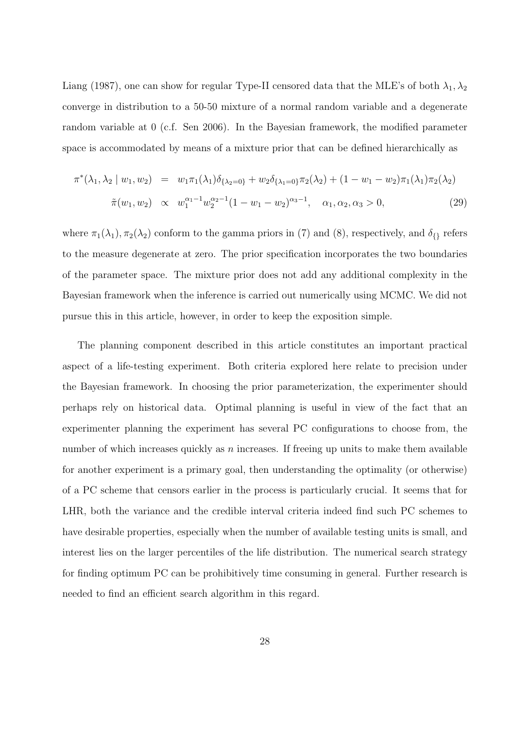Liang (1987), one can show for regular Type-II censored data that the MLE's of both $\lambda_1, \lambda_2$ converge in distribution to a 50-50 mixture of a normal random variable and a degenerate random variable at 0 (c.f. Sen 2006). In the Bayesian framework, the modified parameter space is accommodated by means of a mixture prior that can be defined hierarchically as

$$
\begin{aligned}
\pi^*(\lambda_1, \lambda_2 \mid w_1, w_2) &= w_1 \pi_1(\lambda_1)\delta_{\{\lambda_2=0\}} + w_2 \delta_{\{\lambda_1=0\}}\pi_2(\lambda_2) + (1 - w_1 - w_2)\pi_1(\lambda_1)\pi_2(\lambda_2) \\
\tilde{\pi}(w_1, w_2) &\propto w_1^{\alpha_1 - 1} w_2^{\alpha_2 - 1}(1 - w_1 - w_2)^{\alpha_3 - 1}, \quad \alpha_1, \alpha_2, \alpha_3 > 0,
\end{aligned}
\tag{29}
$$

where $\pi_1(\lambda_1), \pi_2(\lambda_2)$ conform to the gamma priors in (7) and (8), respectively, and $\delta_{\{\}}$ refers to the measure degenerate at zero. The prior specification incorporates the two boundaries of the parameter space. The mixture prior does not add any additional complexity in the Bayesian framework when the inference is carried out numerically using MCMC. We did not pursue this in this article, however, in order to keep the exposition simple.

The planning component described in this article constitutes an important practical aspect of a life-testing experiment. Both criteria explored here relate to precision under the Bayesian framework. In choosing the prior parameterization, the experimenter should perhaps rely on historical data. Optimal planning is useful in view of the fact that an experimenter planning the experiment has several PC configurations to choose from, the number of which increases quickly as $n$ increases. If freeing up units to make them available for another experiment is a primary goal, then understanding the optimality (or otherwise) of a PC scheme that censors earlier in the process is particularly crucial. It seems that for LHR, both the variance and the credible interval criteria indeed find such PC schemes to have desirable properties, especially when the number of available testing units is small, and interest lies on the larger percentiles of the life distribution. The numerical search strategy for finding optimum PC can be prohibitively time consuming in general. Further research is needed to find an efficient search algorithm in this regard.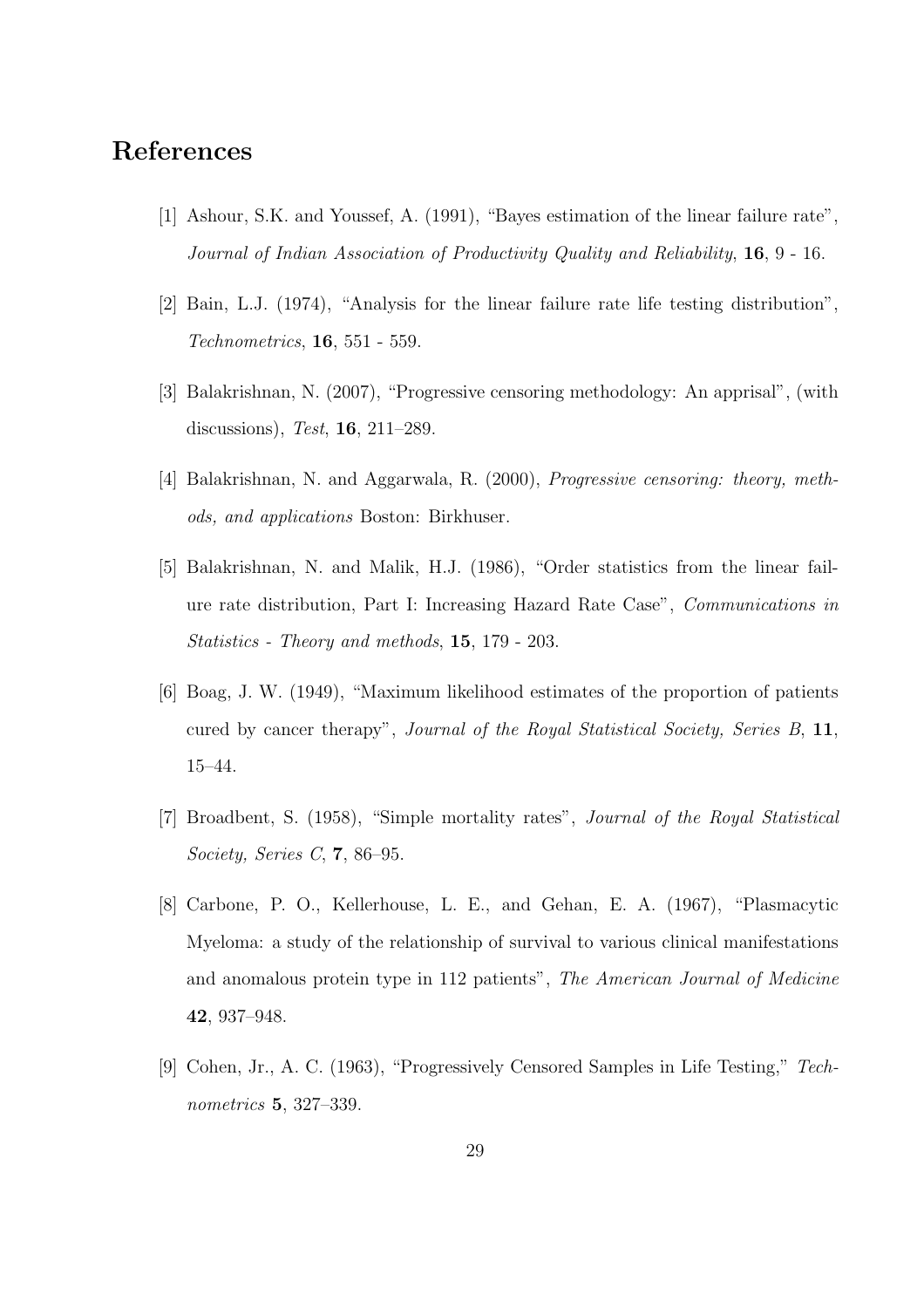# References

[1] Ashour, S.K. and Youssef, A. (1991), "Bayes estimation of the linear failure rate", *Journal of Indian Association of Productivity Quality and Reliability*, **16**, 9 - 16.

[2] Bain, L.J. (1974), "Analysis for the linear failure rate life testing distribution", *Technometrics*, **16**, 551 - 559.

[3] Balakrishnan, N. (2007), "Progressive censoring methodology: An apprisal", (with discussions), *Test*, **16**, 211–289.

[4] Balakrishnan, N. and Aggarwala, R. (2000), *Progressive censoring: theory, methods, and applications* Boston: Birkhuser.

[5] Balakrishnan, N. and Malik, H.J. (1986), "Order statistics from the linear failure rate distribution, Part I: Increasing Hazard Rate Case", *Communications in Statistics - Theory and methods*, **15**, 179 - 203.

[6] Boag, J. W. (1949), "Maximum likelihood estimates of the proportion of patients cured by cancer therapy", *Journal of the Royal Statistical Society, Series B*, **11**, 15–44.

[7] Broadbent, S. (1958), "Simple mortality rates", *Journal of the Royal Statistical Society, Series C*, **7**, 86–95.

[8] Carbone, P. O., Kellerhouse, L. E., and Gehan, E. A. (1967), "Plasmacytic Myeloma: a study of the relationship of survival to various clinical manifestations and anomalous protein type in 112 patients", *The American Journal of Medicine* **42**, 937–948.

[9] Cohen, Jr., A. C. (1963), "Progressively Censored Samples in Life Testing," *Technometrics* **5**, 327–339.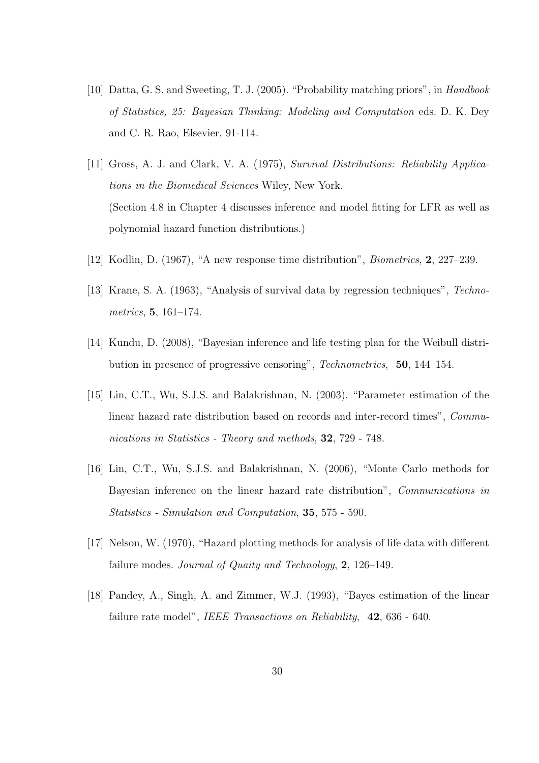[10] Datta, G. S. and Sweeting, T. J. (2005). "Probability matching priors", in *Handbook of Statistics, 25: Bayesian Thinking: Modeling and Computation* eds. D. K. Dey and C. R. Rao, Elsevier, 91-114.

[11] Gross, A. J. and Clark, V. A. (1975), *Survival Distributions: Reliability Applications in the Biomedical Sciences* Wiley, New York.
(Section 4.8 in Chapter 4 discusses inference and model fitting for LFR as well as polynomial hazard function distributions.)

[12] Kodlin, D. (1967), "A new response time distribution", *Biometrics*, **2**, 227–239.

[13] Krane, S. A. (1963), "Analysis of survival data by regression techniques", *Technometrics*, **5**, 161–174.

[14] Kundu, D. (2008), "Bayesian inference and life testing plan for the Weibull distribution in presence of progressive censoring", *Technometrics*, **50**, 144–154.

[15] Lin, C.T., Wu, S.J.S. and Balakrishnan, N. (2003), "Parameter estimation of the linear hazard rate distribution based on records and inter-record times", *Communications in Statistics - Theory and methods*, **32**, 729 - 748.

[16] Lin, C.T., Wu, S.J.S. and Balakrishnan, N. (2006), "Monte Carlo methods for Bayesian inference on the linear hazard rate distribution", *Communications in Statistics - Simulation and Computation*, **35**, 575 - 590.

[17] Nelson, W. (1970), "Hazard plotting methods for analysis of life data with different failure modes. *Journal of Quaity and Technology*, **2**, 126–149.

[18] Pandey, A., Singh, A. and Zimmer, W.J. (1993), "Bayes estimation of the linear failure rate model", *IEEE Transactions on Reliability*, **42**, 636 - 640.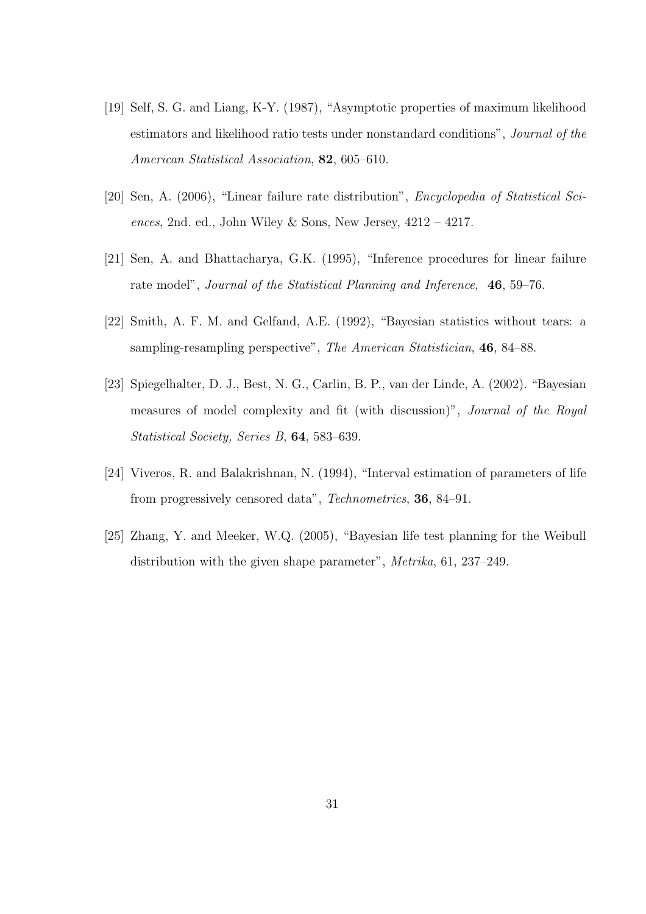[19] Self, S. G. and Liang, K-Y. (1987), "Asymptotic properties of maximum likelihood estimators and likelihood ratio tests under nonstandard conditions", *Journal of the American Statistical Association*, **82**, 605–610.

[20] Sen, A. (2006), "Linear failure rate distribution", *Encyclopedia of Statistical Sciences*, 2nd. ed., John Wiley & Sons, New Jersey, 4212 – 4217.

[21] Sen, A. and Bhattacharya, G.K. (1995), "Inference procedures for linear failure rate model", *Journal of the Statistical Planning and Inference*, **46**, 59–76.

[22] Smith, A. F. M. and Gelfand, A.E. (1992), "Bayesian statistics without tears: a sampling-resampling perspective", *The American Statistician*, **46**, 84–88.

[23] Spiegelhalter, D. J., Best, N. G., Carlin, B. P., van der Linde, A. (2002). "Bayesian measures of model complexity and fit (with discussion)", *Journal of the Royal Statistical Society, Series B*, **64**, 583–639.

[24] Viveros, R. and Balakrishnan, N. (1994), "Interval estimation of parameters of life from progressively censored data", *Technometrics*, **36**, 84–91.

[25] Zhang, Y. and Meeker, W.Q. (2005), "Bayesian life test planning for the Weibull distribution with the given shape parameter", *Metrika*, 61, 237–249.